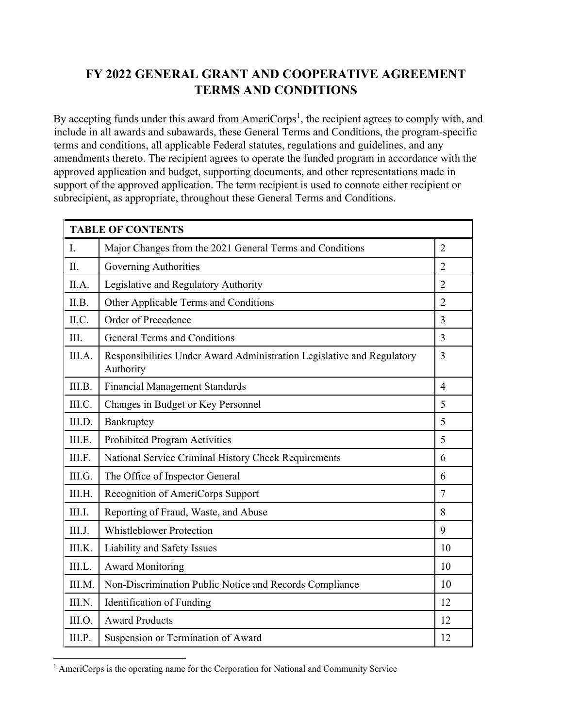# FY 2022 GENERAL GRANT AND COOPERATIVE AGREEMENT TERMS AND CONDITIONS

By accepting funds under this award from AmeriCorps[1], the recipient agrees to comply with, and include in all awards and subawards, these General Terms and Conditions, the program-specific terms and conditions, all applicable Federal statutes, regulations and guidelines, and any amendments thereto. The recipient agrees to operate the funded program in accordance with the approved application and budget, supporting documents, and other representations made in support of the approved application. The term recipient is used to connote either recipient or subrecipient, as appropriate, throughout these General Terms and Conditions.

| **TABLE OF CONTENTS** | | |
|---|---|---|
| I. | Major Changes from the 2021 General Terms and Conditions | 2 |
| II. | Governing Authorities | 2 |
| II.A. | Legislative and Regulatory Authority | 2 |
| II.B. | Other Applicable Terms and Conditions | 2 |
| II.C. | Order of Precedence | 3 |
| III. | General Terms and Conditions | 3 |
| III.A. | Responsibilities Under Award Administration Legislative and Regulatory Authority | 3 |
| III.B. | Financial Management Standards | 4 |
| III.C. | Changes in Budget or Key Personnel | 5 |
| III.D. | Bankruptcy | 5 |
| III.E. | Prohibited Program Activities | 5 |
| III.F. | National Service Criminal History Check Requirements | 6 |
| III.G. | The Office of Inspector General | 6 |
| III.H. | Recognition of AmeriCorps Support | 7 |
| III.I. | Reporting of Fraud, Waste, and Abuse | 8 |
| III.J. | Whistleblower Protection | 9 |
| III.K. | Liability and Safety Issues | 10 |
| III.L. | Award Monitoring | 10 |
| III.M. | Non-Discrimination Public Notice and Records Compliance | 10 |
| III.N. | Identification of Funding | 12 |
| III.O. | Award Products | 12 |
| III.P. | Suspension or Termination of Award | 12 |

[1] AmeriCorps is the operating name for the Corporation for National and Community Service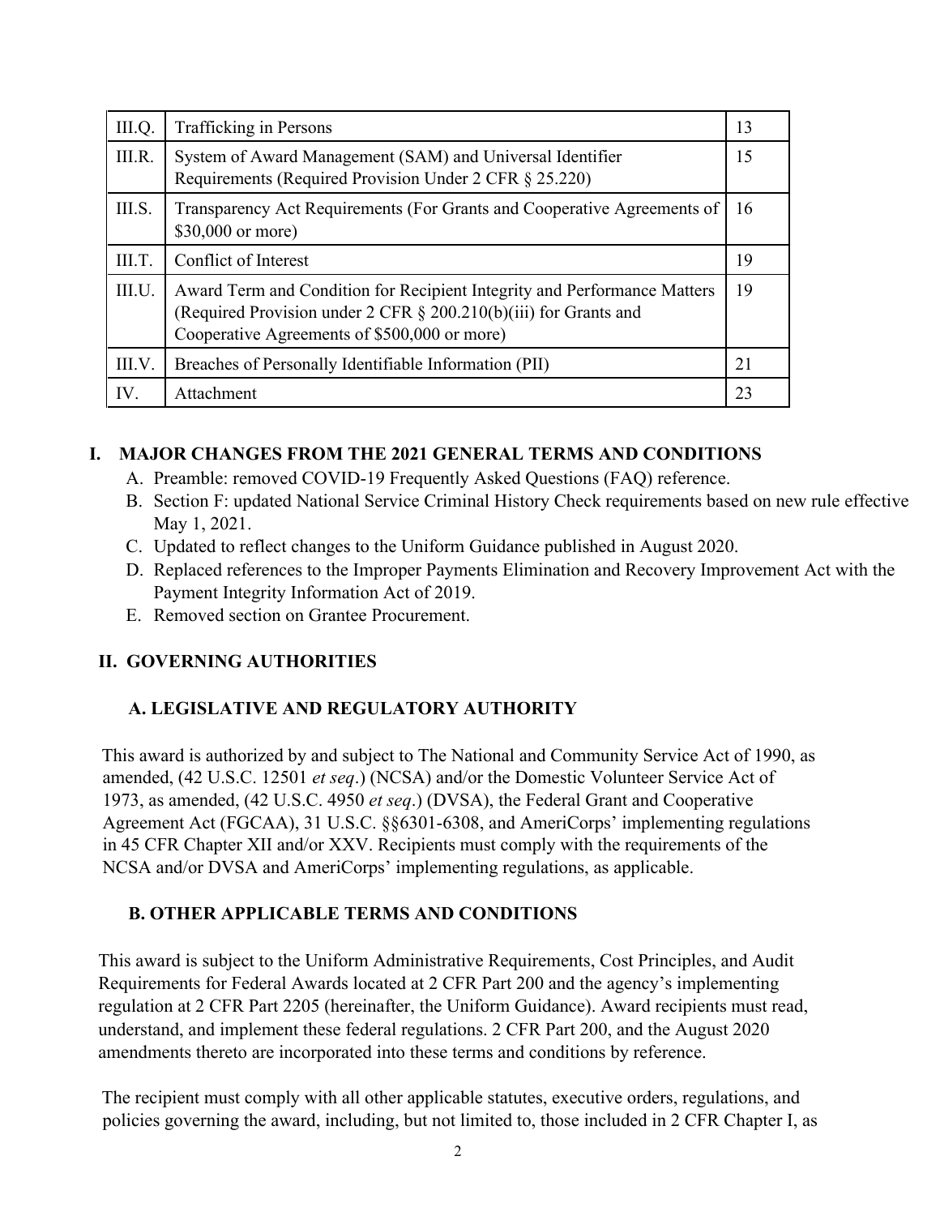| III.Q. | Trafficking in Persons | 13 |
|---|---|---|
| III.R. | System of Award Management (SAM) and Universal Identifier Requirements (Required Provision Under 2 CFR § 25.220) | 15 |
| III.S. | Transparency Act Requirements (For Grants and Cooperative Agreements of $30,000 or more) | 16 |
| III.T. | Conflict of Interest | 19 |
| III.U. | Award Term and Condition for Recipient Integrity and Performance Matters (Required Provision under 2 CFR § 200.210(b)(iii) for Grants and Cooperative Agreements of $500,000 or more) | 19 |
| III.V. | Breaches of Personally Identifiable Information (PII) | 21 |
| IV. | Attachment | 23 |

## I. MAJOR CHANGES FROM THE 2021 GENERAL TERMS AND CONDITIONS

A. Preamble: removed COVID-19 Frequently Asked Questions (FAQ) reference.
B. Section F: updated National Service Criminal History Check requirements based on new rule effective May 1, 2021.
C. Updated to reflect changes to the Uniform Guidance published in August 2020.
D. Replaced references to the Improper Payments Elimination and Recovery Improvement Act with the Payment Integrity Information Act of 2019.
E. Removed section on Grantee Procurement.

## II. GOVERNING AUTHORITIES

### A. LEGISLATIVE AND REGULATORY AUTHORITY

This award is authorized by and subject to The National and Community Service Act of 1990, as amended, (42 U.S.C. 12501 *et seq*.) (NCSA) and/or the Domestic Volunteer Service Act of 1973, as amended, (42 U.S.C. 4950 *et seq*.) (DVSA), the Federal Grant and Cooperative Agreement Act (FGCAA), 31 U.S.C. §§6301-6308, and AmeriCorps' implementing regulations in 45 CFR Chapter XII and/or XXV. Recipients must comply with the requirements of the NCSA and/or DVSA and AmeriCorps' implementing regulations, as applicable.

### B. OTHER APPLICABLE TERMS AND CONDITIONS

This award is subject to the Uniform Administrative Requirements, Cost Principles, and Audit Requirements for Federal Awards located at 2 CFR Part 200 and the agency's implementing regulation at 2 CFR Part 2205 (hereinafter, the Uniform Guidance). Award recipients must read, understand, and implement these federal regulations. 2 CFR Part 200, and the August 2020 amendments thereto are incorporated into these terms and conditions by reference.

The recipient must comply with all other applicable statutes, executive orders, regulations, and policies governing the award, including, but not limited to, those included in 2 CFR Chapter I, as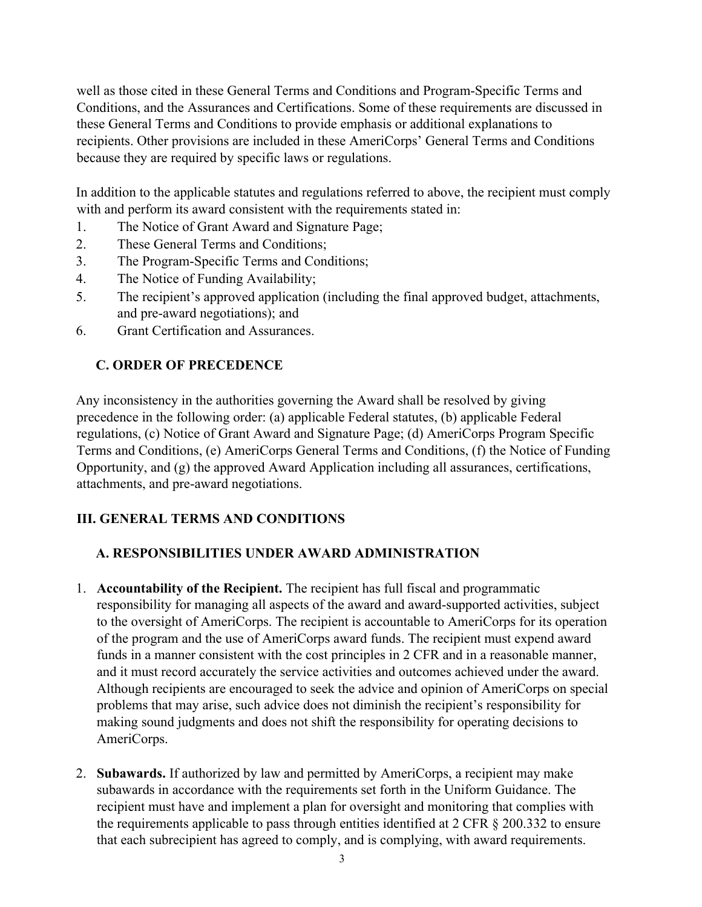well as those cited in these General Terms and Conditions and Program-Specific Terms and Conditions, and the Assurances and Certifications. Some of these requirements are discussed in these General Terms and Conditions to provide emphasis or additional explanations to recipients. Other provisions are included in these AmeriCorps' General Terms and Conditions because they are required by specific laws or regulations.

In addition to the applicable statutes and regulations referred to above, the recipient must comply with and perform its award consistent with the requirements stated in:

1. The Notice of Grant Award and Signature Page;
2. These General Terms and Conditions;
3. The Program-Specific Terms and Conditions;
4. The Notice of Funding Availability;
5. The recipient's approved application (including the final approved budget, attachments, and pre-award negotiations); and
6. Grant Certification and Assurances.

### C. ORDER OF PRECEDENCE

Any inconsistency in the authorities governing the Award shall be resolved by giving precedence in the following order: (a) applicable Federal statutes, (b) applicable Federal regulations, (c) Notice of Grant Award and Signature Page; (d) AmeriCorps Program Specific Terms and Conditions, (e) AmeriCorps General Terms and Conditions, (f) the Notice of Funding Opportunity, and (g) the approved Award Application including all assurances, certifications, attachments, and pre-award negotiations.

## III. GENERAL TERMS AND CONDITIONS

### A. RESPONSIBILITIES UNDER AWARD ADMINISTRATION

1. **Accountability of the Recipient.** The recipient has full fiscal and programmatic responsibility for managing all aspects of the award and award-supported activities, subject to the oversight of AmeriCorps. The recipient is accountable to AmeriCorps for its operation of the program and the use of AmeriCorps award funds. The recipient must expend award funds in a manner consistent with the cost principles in 2 CFR and in a reasonable manner, and it must record accurately the service activities and outcomes achieved under the award. Although recipients are encouraged to seek the advice and opinion of AmeriCorps on special problems that may arise, such advice does not diminish the recipient's responsibility for making sound judgments and does not shift the responsibility for operating decisions to AmeriCorps.

2. **Subawards.** If authorized by law and permitted by AmeriCorps, a recipient may make subawards in accordance with the requirements set forth in the Uniform Guidance. The recipient must have and implement a plan for oversight and monitoring that complies with the requirements applicable to pass through entities identified at 2 CFR § 200.332 to ensure that each subrecipient has agreed to comply, and is complying, with award requirements.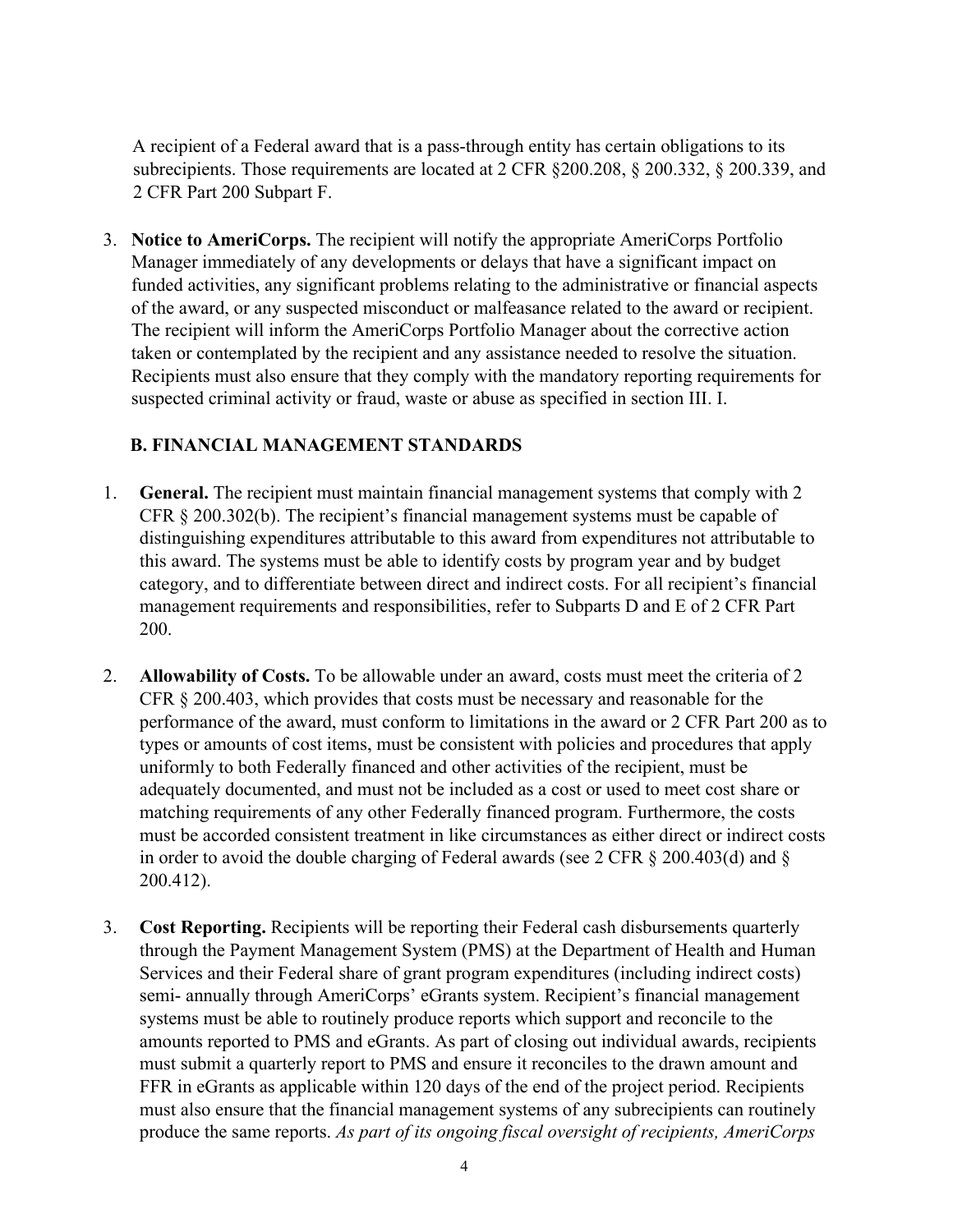A recipient of a Federal award that is a pass-through entity has certain obligations to its subrecipients. Those requirements are located at 2 CFR §200.208, § 200.332, § 200.339, and 2 CFR Part 200 Subpart F.

3. **Notice to AmeriCorps.** The recipient will notify the appropriate AmeriCorps Portfolio Manager immediately of any developments or delays that have a significant impact on funded activities, any significant problems relating to the administrative or financial aspects of the award, or any suspected misconduct or malfeasance related to the award or recipient. The recipient will inform the AmeriCorps Portfolio Manager about the corrective action taken or contemplated by the recipient and any assistance needed to resolve the situation. Recipients must also ensure that they comply with the mandatory reporting requirements for suspected criminal activity or fraud, waste or abuse as specified in section III. I.

### B. FINANCIAL MANAGEMENT STANDARDS

1. **General.** The recipient must maintain financial management systems that comply with 2 CFR § 200.302(b). The recipient's financial management systems must be capable of distinguishing expenditures attributable to this award from expenditures not attributable to this award. The systems must be able to identify costs by program year and by budget category, and to differentiate between direct and indirect costs. For all recipient's financial management requirements and responsibilities, refer to Subparts D and E of 2 CFR Part 200.

2. **Allowability of Costs.** To be allowable under an award, costs must meet the criteria of 2 CFR § 200.403, which provides that costs must be necessary and reasonable for the performance of the award, must conform to limitations in the award or 2 CFR Part 200 as to types or amounts of cost items, must be consistent with policies and procedures that apply uniformly to both Federally financed and other activities of the recipient, must be adequately documented, and must not be included as a cost or used to meet cost share or matching requirements of any other Federally financed program. Furthermore, the costs must be accorded consistent treatment in like circumstances as either direct or indirect costs in order to avoid the double charging of Federal awards (see 2 CFR § 200.403(d) and § 200.412).

3. **Cost Reporting.** Recipients will be reporting their Federal cash disbursements quarterly through the Payment Management System (PMS) at the Department of Health and Human Services and their Federal share of grant program expenditures (including indirect costs) semi- annually through AmeriCorps' eGrants system. Recipient's financial management systems must be able to routinely produce reports which support and reconcile to the amounts reported to PMS and eGrants. As part of closing out individual awards, recipients must submit a quarterly report to PMS and ensure it reconciles to the drawn amount and FFR in eGrants as applicable within 120 days of the end of the project period. Recipients must also ensure that the financial management systems of any subrecipients can routinely produce the same reports. *As part of its ongoing fiscal oversight of recipients, AmeriCorps*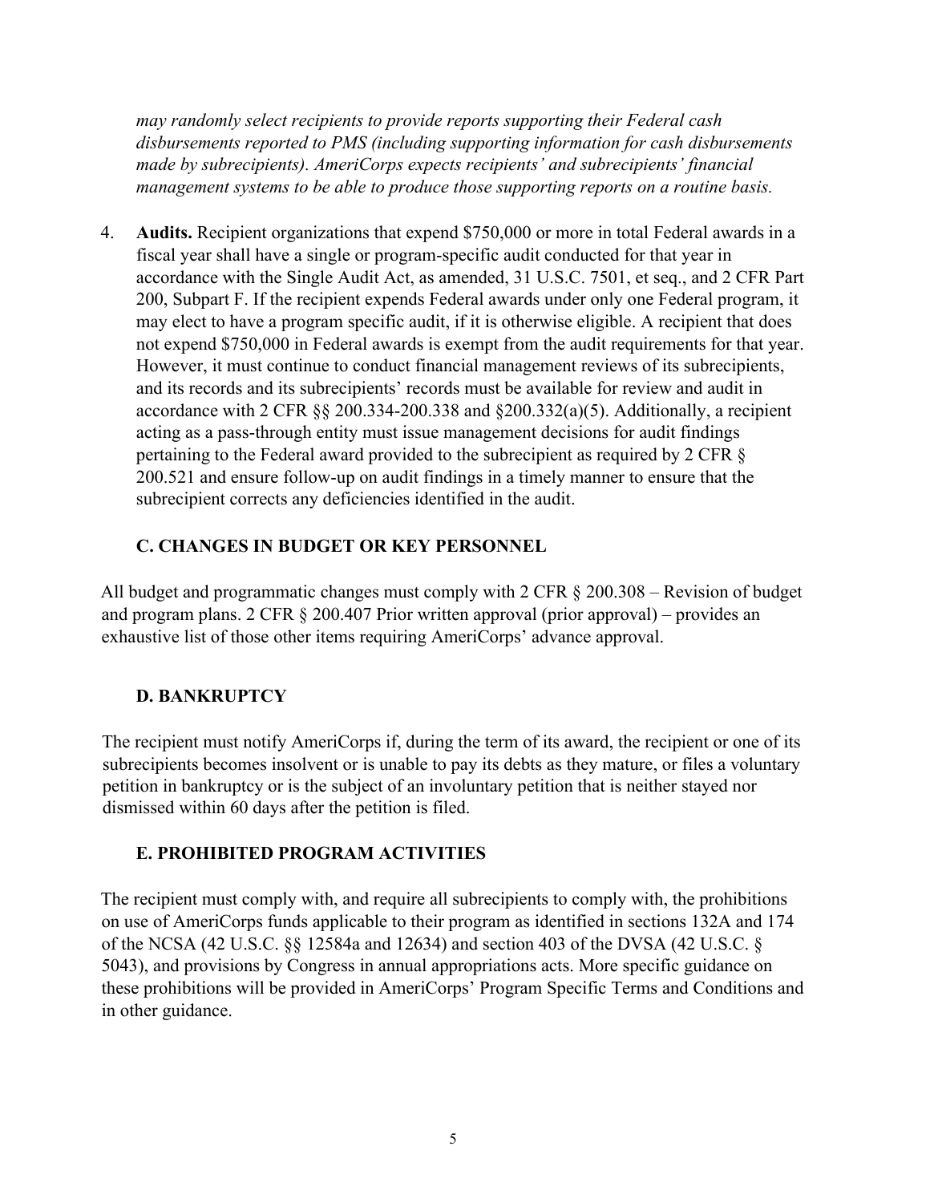*may randomly select recipients to provide reports supporting their Federal cash disbursements reported to PMS (including supporting information for cash disbursements made by subrecipients). AmeriCorps expects recipients' and subrecipients' financial management systems to be able to produce those supporting reports on a routine basis.*

4. **Audits.** Recipient organizations that expend $750,000 or more in total Federal awards in a fiscal year shall have a single or program-specific audit conducted for that year in accordance with the Single Audit Act, as amended, 31 U.S.C. 7501, et seq., and 2 CFR Part 200, Subpart F. If the recipient expends Federal awards under only one Federal program, it may elect to have a program specific audit, if it is otherwise eligible. A recipient that does not expend $750,000 in Federal awards is exempt from the audit requirements for that year. However, it must continue to conduct financial management reviews of its subrecipients, and its records and its subrecipients' records must be available for review and audit in accordance with 2 CFR §§ 200.334-200.338 and §200.332(a)(5). Additionally, a recipient acting as a pass-through entity must issue management decisions for audit findings pertaining to the Federal award provided to the subrecipient as required by 2 CFR § 200.521 and ensure follow-up on audit findings in a timely manner to ensure that the subrecipient corrects any deficiencies identified in the audit.

### C. CHANGES IN BUDGET OR KEY PERSONNEL

All budget and programmatic changes must comply with 2 CFR § 200.308 – Revision of budget and program plans. 2 CFR § 200.407 Prior written approval (prior approval) – provides an exhaustive list of those other items requiring AmeriCorps' advance approval.

### D. BANKRUPTCY

The recipient must notify AmeriCorps if, during the term of its award, the recipient or one of its subrecipients becomes insolvent or is unable to pay its debts as they mature, or files a voluntary petition in bankruptcy or is the subject of an involuntary petition that is neither stayed nor dismissed within 60 days after the petition is filed.

### E. PROHIBITED PROGRAM ACTIVITIES

The recipient must comply with, and require all subrecipients to comply with, the prohibitions on use of AmeriCorps funds applicable to their program as identified in sections 132A and 174 of the NCSA (42 U.S.C. §§ 12584a and 12634) and section 403 of the DVSA (42 U.S.C. § 5043), and provisions by Congress in annual appropriations acts. More specific guidance on these prohibitions will be provided in AmeriCorps' Program Specific Terms and Conditions and in other guidance.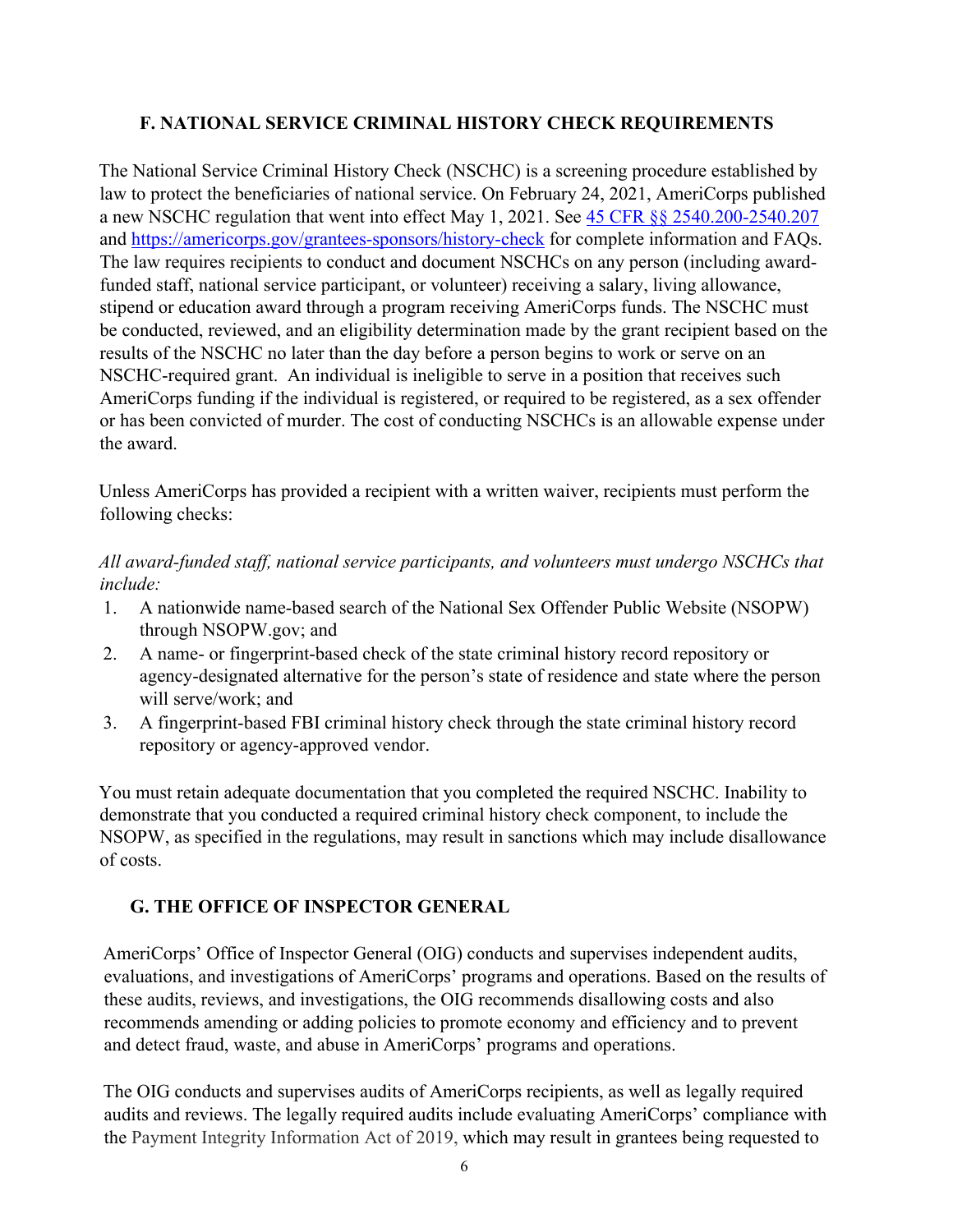## F. NATIONAL SERVICE CRIMINAL HISTORY CHECK REQUIREMENTS

The National Service Criminal History Check (NSCHC) is a screening procedure established by law to protect the beneficiaries of national service. On February 24, 2021, AmeriCorps published a new NSCHC regulation that went into effect May 1, 2021. See [45 CFR §§ 2540.200-2540.207](45 CFR §§ 2540.200-2540.207) and [https://americorps.gov/grantees-sponsors/history-check](https://americorps.gov/grantees-sponsors/history-check) for complete information and FAQs. The law requires recipients to conduct and document NSCHCs on any person (including award-funded staff, national service participant, or volunteer) receiving a salary, living allowance, stipend or education award through a program receiving AmeriCorps funds. The NSCHC must be conducted, reviewed, and an eligibility determination made by the grant recipient based on the results of the NSCHC no later than the day before a person begins to work or serve on an NSCHC-required grant. An individual is ineligible to serve in a position that receives such AmeriCorps funding if the individual is registered, or required to be registered, as a sex offender or has been convicted of murder. The cost of conducting NSCHCs is an allowable expense under the award.

Unless AmeriCorps has provided a recipient with a written waiver, recipients must perform the following checks:

*All award-funded staff, national service participants, and volunteers must undergo NSCHCs that include:*

1. A nationwide name-based search of the National Sex Offender Public Website (NSOPW) through NSOPW.gov; and
2. A name- or fingerprint-based check of the state criminal history record repository or agency-designated alternative for the person's state of residence and state where the person will serve/work; and
3. A fingerprint-based FBI criminal history check through the state criminal history record repository or agency-approved vendor.

You must retain adequate documentation that you completed the required NSCHC. Inability to demonstrate that you conducted a required criminal history check component, to include the NSOPW, as specified in the regulations, may result in sanctions which may include disallowance of costs.

## G. THE OFFICE OF INSPECTOR GENERAL

AmeriCorps' Office of Inspector General (OIG) conducts and supervises independent audits, evaluations, and investigations of AmeriCorps' programs and operations. Based on the results of these audits, reviews, and investigations, the OIG recommends disallowing costs and also recommends amending or adding policies to promote economy and efficiency and to prevent and detect fraud, waste, and abuse in AmeriCorps' programs and operations.

The OIG conducts and supervises audits of AmeriCorps recipients, as well as legally required audits and reviews. The legally required audits include evaluating AmeriCorps' compliance with the Payment Integrity Information Act of 2019, which may result in grantees being requested to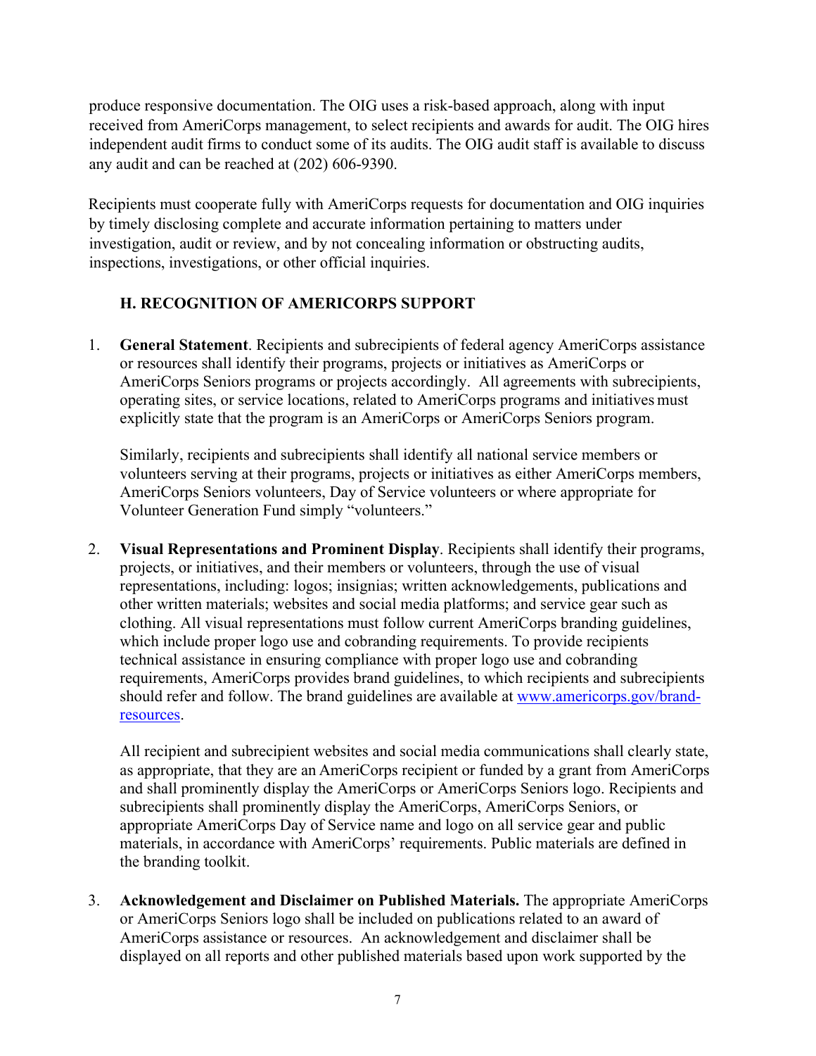produce responsive documentation. The OIG uses a risk-based approach, along with input received from AmeriCorps management, to select recipients and awards for audit. The OIG hires independent audit firms to conduct some of its audits. The OIG audit staff is available to discuss any audit and can be reached at (202) 606-9390.

Recipients must cooperate fully with AmeriCorps requests for documentation and OIG inquiries by timely disclosing complete and accurate information pertaining to matters under investigation, audit or review, and by not concealing information or obstructing audits, inspections, investigations, or other official inquiries.

### H. RECOGNITION OF AMERICORPS SUPPORT

1. **General Statement**. Recipients and subrecipients of federal agency AmeriCorps assistance or resources shall identify their programs, projects or initiatives as AmeriCorps or AmeriCorps Seniors programs or projects accordingly. All agreements with subrecipients, operating sites, or service locations, related to AmeriCorps programs and initiatives must explicitly state that the program is an AmeriCorps or AmeriCorps Seniors program.

   Similarly, recipients and subrecipients shall identify all national service members or volunteers serving at their programs, projects or initiatives as either AmeriCorps members, AmeriCorps Seniors volunteers, Day of Service volunteers or where appropriate for Volunteer Generation Fund simply "volunteers."

2. **Visual Representations and Prominent Display**. Recipients shall identify their programs, projects, or initiatives, and their members or volunteers, through the use of visual representations, including: logos; insignias; written acknowledgements, publications and other written materials; websites and social media platforms; and service gear such as clothing. All visual representations must follow current AmeriCorps branding guidelines, which include proper logo use and cobranding requirements. To provide recipients technical assistance in ensuring compliance with proper logo use and cobranding requirements, AmeriCorps provides brand guidelines, to which recipients and subrecipients should refer and follow. The brand guidelines are available at [www.americorps.gov/brand-resources](http://www.americorps.gov/brand-resources).

   All recipient and subrecipient websites and social media communications shall clearly state, as appropriate, that they are an AmeriCorps recipient or funded by a grant from AmeriCorps and shall prominently display the AmeriCorps or AmeriCorps Seniors logo. Recipients and subrecipients shall prominently display the AmeriCorps, AmeriCorps Seniors, or appropriate AmeriCorps Day of Service name and logo on all service gear and public materials, in accordance with AmeriCorps' requirements. Public materials are defined in the branding toolkit.

3. **Acknowledgement and Disclaimer on Published Materials.** The appropriate AmeriCorps or AmeriCorps Seniors logo shall be included on publications related to an award of AmeriCorps assistance or resources. An acknowledgement and disclaimer shall be displayed on all reports and other published materials based upon work supported by the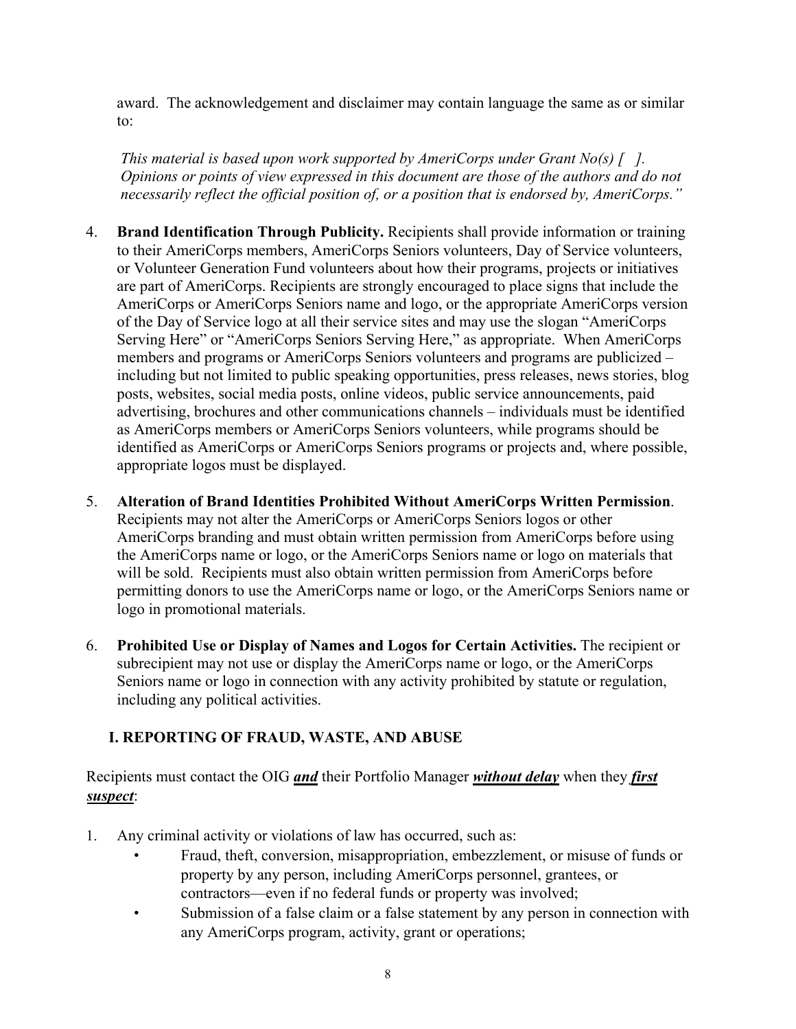award. The acknowledgement and disclaimer may contain language the same as or similar to:

*This material is based upon work supported by AmeriCorps under Grant No(s) [ ]. Opinions or points of view expressed in this document are those of the authors and do not necessarily reflect the official position of, or a position that is endorsed by, AmeriCorps."*

4. **Brand Identification Through Publicity.** Recipients shall provide information or training to their AmeriCorps members, AmeriCorps Seniors volunteers, Day of Service volunteers, or Volunteer Generation Fund volunteers about how their programs, projects or initiatives are part of AmeriCorps. Recipients are strongly encouraged to place signs that include the AmeriCorps or AmeriCorps Seniors name and logo, or the appropriate AmeriCorps version of the Day of Service logo at all their service sites and may use the slogan "AmeriCorps Serving Here" or "AmeriCorps Seniors Serving Here," as appropriate. When AmeriCorps members and programs or AmeriCorps Seniors volunteers and programs are publicized – including but not limited to public speaking opportunities, press releases, news stories, blog posts, websites, social media posts, online videos, public service announcements, paid advertising, brochures and other communications channels – individuals must be identified as AmeriCorps members or AmeriCorps Seniors volunteers, while programs should be identified as AmeriCorps or AmeriCorps Seniors programs or projects and, where possible, appropriate logos must be displayed.

5. **Alteration of Brand Identities Prohibited Without AmeriCorps Written Permission**. Recipients may not alter the AmeriCorps or AmeriCorps Seniors logos or other AmeriCorps branding and must obtain written permission from AmeriCorps before using the AmeriCorps name or logo, or the AmeriCorps Seniors name or logo on materials that will be sold. Recipients must also obtain written permission from AmeriCorps before permitting donors to use the AmeriCorps name or logo, or the AmeriCorps Seniors name or logo in promotional materials.

6. **Prohibited Use or Display of Names and Logos for Certain Activities.** The recipient or subrecipient may not use or display the AmeriCorps name or logo, or the AmeriCorps Seniors name or logo in connection with any activity prohibited by statute or regulation, including any political activities.

## I. REPORTING OF FRAUD, WASTE, AND ABUSE

Recipients must contact the OIG ***and*** their Portfolio Manager ***without delay*** when they ***first suspect***:

1. Any criminal activity or violations of law has occurred, such as:
   - Fraud, theft, conversion, misappropriation, embezzlement, or misuse of funds or property by any person, including AmeriCorps personnel, grantees, or contractors—even if no federal funds or property was involved;
   - Submission of a false claim or a false statement by any person in connection with any AmeriCorps program, activity, grant or operations;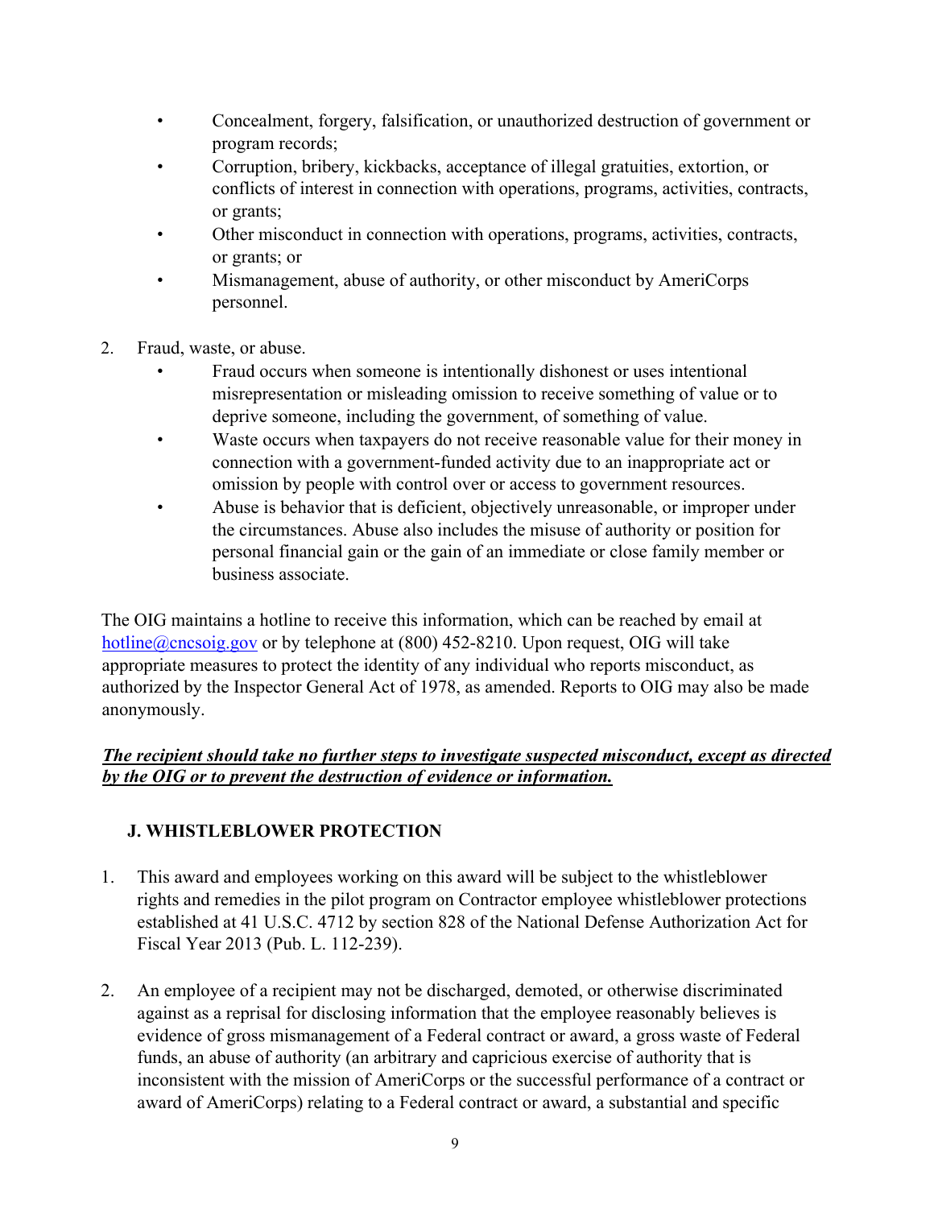- Concealment, forgery, falsification, or unauthorized destruction of government or program records;
- Corruption, bribery, kickbacks, acceptance of illegal gratuities, extortion, or conflicts of interest in connection with operations, programs, activities, contracts, or grants;
- Other misconduct in connection with operations, programs, activities, contracts, or grants; or
- Mismanagement, abuse of authority, or other misconduct by AmeriCorps personnel.

2. Fraud, waste, or abuse.
   - Fraud occurs when someone is intentionally dishonest or uses intentional misrepresentation or misleading omission to receive something of value or to deprive someone, including the government, of something of value.
   - Waste occurs when taxpayers do not receive reasonable value for their money in connection with a government-funded activity due to an inappropriate act or omission by people with control over or access to government resources.
   - Abuse is behavior that is deficient, objectively unreasonable, or improper under the circumstances. Abuse also includes the misuse of authority or position for personal financial gain or the gain of an immediate or close family member or business associate.

The OIG maintains a hotline to receive this information, which can be reached by email at hotline@cncsoig.gov or by telephone at (800) 452-8210. Upon request, OIG will take appropriate measures to protect the identity of any individual who reports misconduct, as authorized by the Inspector General Act of 1978, as amended. Reports to OIG may also be made anonymously.

***The recipient should take no further steps to investigate suspected misconduct, except as directed by the OIG or to prevent the destruction of evidence or information.***

## J. WHISTLEBLOWER PROTECTION

1. This award and employees working on this award will be subject to the whistleblower rights and remedies in the pilot program on Contractor employee whistleblower protections established at 41 U.S.C. 4712 by section 828 of the National Defense Authorization Act for Fiscal Year 2013 (Pub. L. 112-239).

2. An employee of a recipient may not be discharged, demoted, or otherwise discriminated against as a reprisal for disclosing information that the employee reasonably believes is evidence of gross mismanagement of a Federal contract or award, a gross waste of Federal funds, an abuse of authority (an arbitrary and capricious exercise of authority that is inconsistent with the mission of AmeriCorps or the successful performance of a contract or award of AmeriCorps) relating to a Federal contract or award, a substantial and specific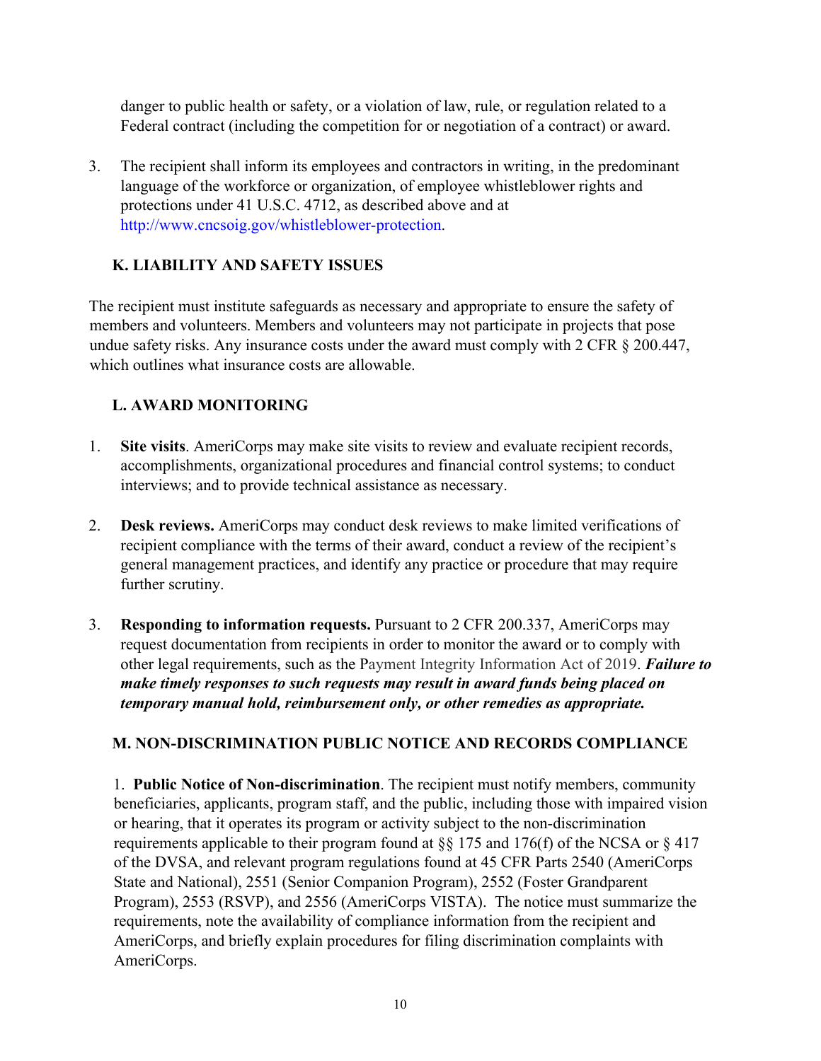danger to public health or safety, or a violation of law, rule, or regulation related to a Federal contract (including the competition for or negotiation of a contract) or award.

3. The recipient shall inform its employees and contractors in writing, in the predominant language of the workforce or organization, of employee whistleblower rights and protections under 41 U.S.C. 4712, as described above and at http://www.cncsoig.gov/whistleblower-protection.

## K. LIABILITY AND SAFETY ISSUES

The recipient must institute safeguards as necessary and appropriate to ensure the safety of members and volunteers. Members and volunteers may not participate in projects that pose undue safety risks. Any insurance costs under the award must comply with 2 CFR § 200.447, which outlines what insurance costs are allowable.

## L. AWARD MONITORING

1. **Site visits**. AmeriCorps may make site visits to review and evaluate recipient records, accomplishments, organizational procedures and financial control systems; to conduct interviews; and to provide technical assistance as necessary.

2. **Desk reviews.** AmeriCorps may conduct desk reviews to make limited verifications of recipient compliance with the terms of their award, conduct a review of the recipient's general management practices, and identify any practice or procedure that may require further scrutiny.

3. **Responding to information requests.** Pursuant to 2 CFR 200.337, AmeriCorps may request documentation from recipients in order to monitor the award or to comply with other legal requirements, such as the Payment Integrity Information Act of 2019. ***Failure to make timely responses to such requests may result in award funds being placed on temporary manual hold, reimbursement only, or other remedies as appropriate.***

## M. NON-DISCRIMINATION PUBLIC NOTICE AND RECORDS COMPLIANCE

1. **Public Notice of Non-discrimination**. The recipient must notify members, community beneficiaries, applicants, program staff, and the public, including those with impaired vision or hearing, that it operates its program or activity subject to the non-discrimination requirements applicable to their program found at §§ 175 and 176(f) of the NCSA or § 417 of the DVSA, and relevant program regulations found at 45 CFR Parts 2540 (AmeriCorps State and National), 2551 (Senior Companion Program), 2552 (Foster Grandparent Program), 2553 (RSVP), and 2556 (AmeriCorps VISTA). The notice must summarize the requirements, note the availability of compliance information from the recipient and AmeriCorps, and briefly explain procedures for filing discrimination complaints with AmeriCorps.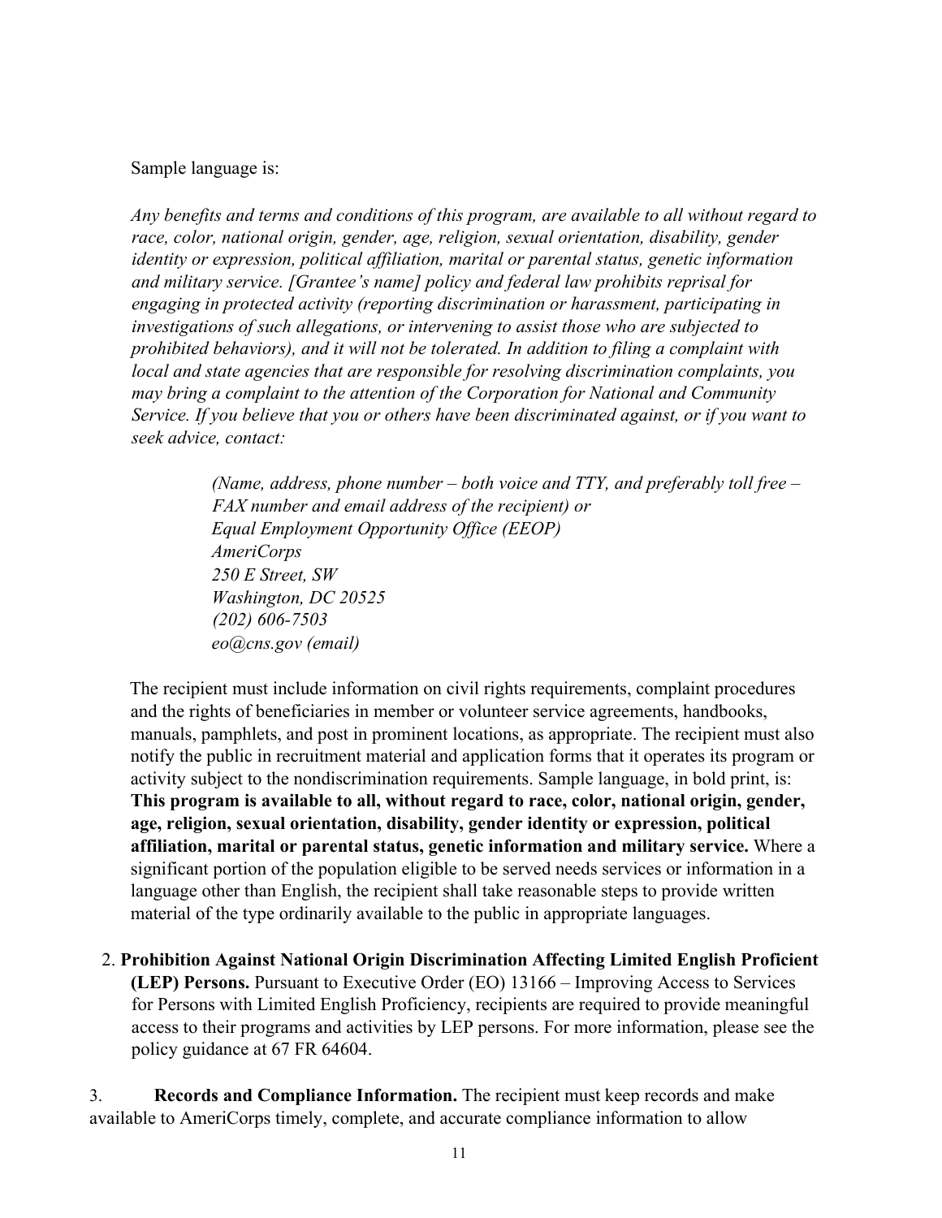Sample language is:

*Any benefits and terms and conditions of this program, are available to all without regard to race, color, national origin, gender, age, religion, sexual orientation, disability, gender identity or expression, political affiliation, marital or parental status, genetic information and military service. [Grantee's name] policy and federal law prohibits reprisal for engaging in protected activity (reporting discrimination or harassment, participating in investigations of such allegations, or intervening to assist those who are subjected to prohibited behaviors), and it will not be tolerated. In addition to filing a complaint with local and state agencies that are responsible for resolving discrimination complaints, you may bring a complaint to the attention of the Corporation for National and Community Service. If you believe that you or others have been discriminated against, or if you want to seek advice, contact:*

> *(Name, address, phone number – both voice and TTY, and preferably toll free – FAX number and email address of the recipient) or*
> *Equal Employment Opportunity Office (EEOP)*
> *AmeriCorps*
> *250 E Street, SW*
> *Washington, DC 20525*
> *(202) 606-7503*
> *eo@cns.gov (email)*

The recipient must include information on civil rights requirements, complaint procedures and the rights of beneficiaries in member or volunteer service agreements, handbooks, manuals, pamphlets, and post in prominent locations, as appropriate. The recipient must also notify the public in recruitment material and application forms that it operates its program or activity subject to the nondiscrimination requirements. Sample language, in bold print, is: **This program is available to all, without regard to race, color, national origin, gender, age, religion, sexual orientation, disability, gender identity or expression, political affiliation, marital or parental status, genetic information and military service.** Where a significant portion of the population eligible to be served needs services or information in a language other than English, the recipient shall take reasonable steps to provide written material of the type ordinarily available to the public in appropriate languages.

2. **Prohibition Against National Origin Discrimination Affecting Limited English Proficient (LEP) Persons.** Pursuant to Executive Order (EO) 13166 – Improving Access to Services for Persons with Limited English Proficiency, recipients are required to provide meaningful access to their programs and activities by LEP persons. For more information, please see the policy guidance at 67 FR 64604.

3. **Records and Compliance Information.** The recipient must keep records and make available to AmeriCorps timely, complete, and accurate compliance information to allow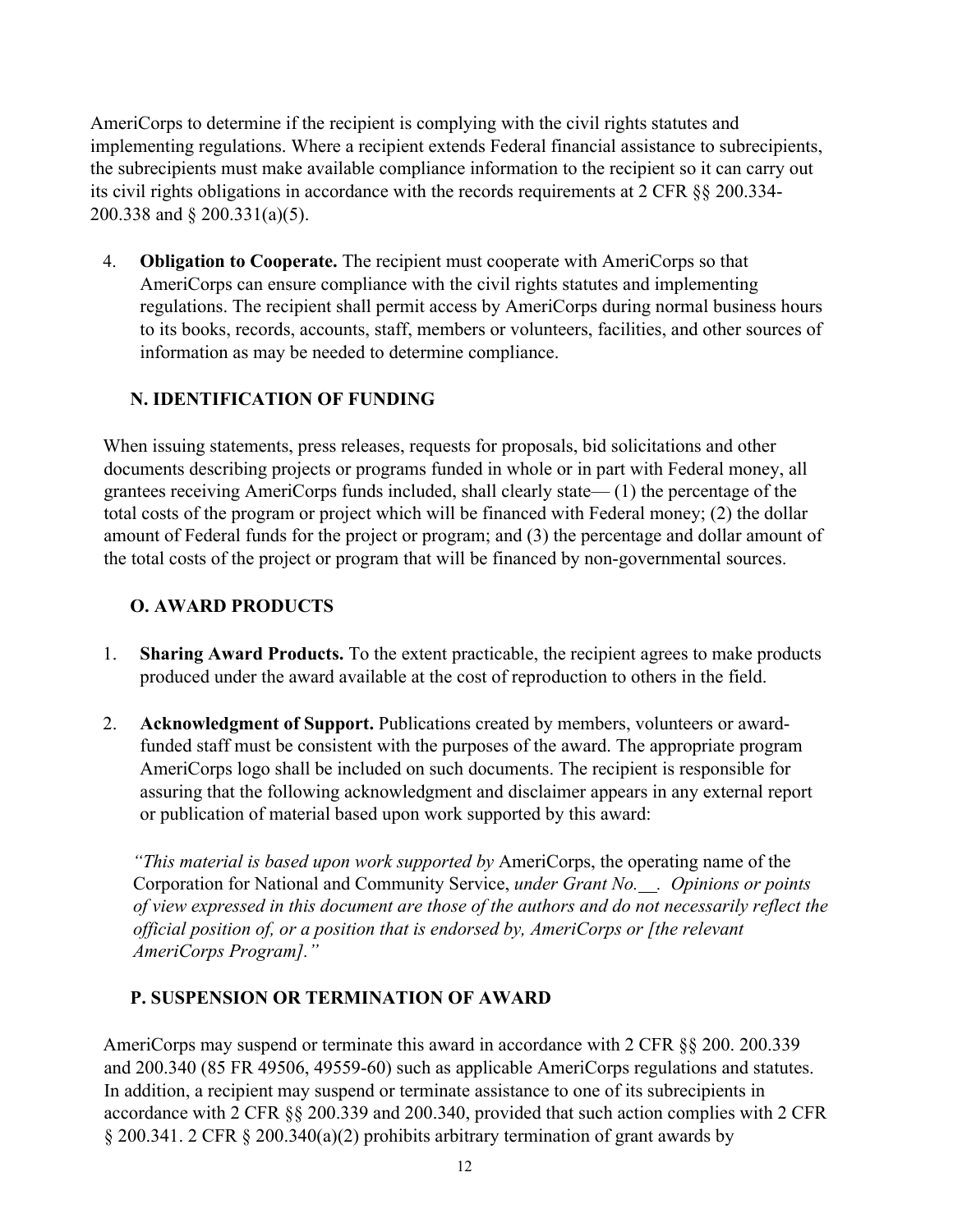AmeriCorps to determine if the recipient is complying with the civil rights statutes and implementing regulations. Where a recipient extends Federal financial assistance to subrecipients, the subrecipients must make available compliance information to the recipient so it can carry out its civil rights obligations in accordance with the records requirements at 2 CFR §§ 200.334-200.338 and § 200.331(a)(5).

4. **Obligation to Cooperate.** The recipient must cooperate with AmeriCorps so that AmeriCorps can ensure compliance with the civil rights statutes and implementing regulations. The recipient shall permit access by AmeriCorps during normal business hours to its books, records, accounts, staff, members or volunteers, facilities, and other sources of information as may be needed to determine compliance.

### N. IDENTIFICATION OF FUNDING

When issuing statements, press releases, requests for proposals, bid solicitations and other documents describing projects or programs funded in whole or in part with Federal money, all grantees receiving AmeriCorps funds included, shall clearly state— (1) the percentage of the total costs of the program or project which will be financed with Federal money; (2) the dollar amount of Federal funds for the project or program; and (3) the percentage and dollar amount of the total costs of the project or program that will be financed by non-governmental sources.

### O. AWARD PRODUCTS

1. **Sharing Award Products.** To the extent practicable, the recipient agrees to make products produced under the award available at the cost of reproduction to others in the field.

2. **Acknowledgment of Support.** Publications created by members, volunteers or award-funded staff must be consistent with the purposes of the award. The appropriate program AmeriCorps logo shall be included on such documents. The recipient is responsible for assuring that the following acknowledgment and disclaimer appears in any external report or publication of material based upon work supported by this award:

   *"This material is based upon work supported by* AmeriCorps, the operating name of the Corporation for National and Community Service, *under Grant No.\_\_. Opinions or points of view expressed in this document are those of the authors and do not necessarily reflect the official position of, or a position that is endorsed by, AmeriCorps or [the relevant AmeriCorps Program]."*

### P. SUSPENSION OR TERMINATION OF AWARD

AmeriCorps may suspend or terminate this award in accordance with 2 CFR §§ 200. 200.339 and 200.340 (85 FR 49506, 49559-60) such as applicable AmeriCorps regulations and statutes. In addition, a recipient may suspend or terminate assistance to one of its subrecipients in accordance with 2 CFR §§ 200.339 and 200.340, provided that such action complies with 2 CFR § 200.341. 2 CFR § 200.340(a)(2) prohibits arbitrary termination of grant awards by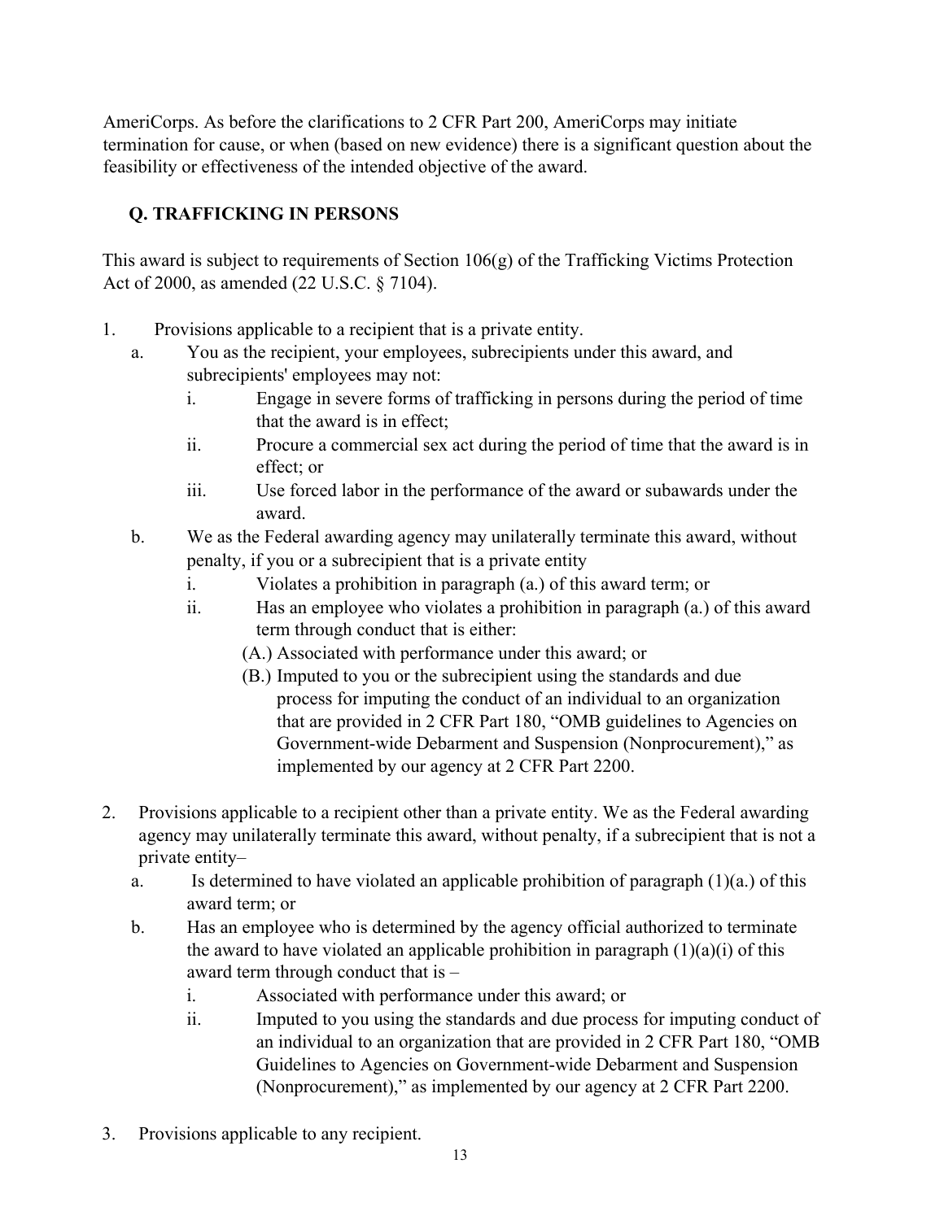AmeriCorps. As before the clarifications to 2 CFR Part 200, AmeriCorps may initiate termination for cause, or when (based on new evidence) there is a significant question about the feasibility or effectiveness of the intended objective of the award.

### Q. TRAFFICKING IN PERSONS

This award is subject to requirements of Section 106(g) of the Trafficking Victims Protection Act of 2000, as amended (22 U.S.C. § 7104).

1. Provisions applicable to a recipient that is a private entity.
   a. You as the recipient, your employees, subrecipients under this award, and subrecipients' employees may not:
      i. Engage in severe forms of trafficking in persons during the period of time that the award is in effect;
      ii. Procure a commercial sex act during the period of time that the award is in effect; or
      iii. Use forced labor in the performance of the award or subawards under the award.
   b. We as the Federal awarding agency may unilaterally terminate this award, without penalty, if you or a subrecipient that is a private entity
      i. Violates a prohibition in paragraph (a.) of this award term; or
      ii. Has an employee who violates a prohibition in paragraph (a.) of this award term through conduct that is either:
         (A.) Associated with performance under this award; or
         (B.) Imputed to you or the subrecipient using the standards and due process for imputing the conduct of an individual to an organization that are provided in 2 CFR Part 180, "OMB guidelines to Agencies on Government-wide Debarment and Suspension (Nonprocurement)," as implemented by our agency at 2 CFR Part 2200.

2. Provisions applicable to a recipient other than a private entity. We as the Federal awarding agency may unilaterally terminate this award, without penalty, if a subrecipient that is not a private entity–
   a. Is determined to have violated an applicable prohibition of paragraph (1)(a.) of this award term; or
   b. Has an employee who is determined by the agency official authorized to terminate the award to have violated an applicable prohibition in paragraph (1)(a)(i) of this award term through conduct that is –
      i. Associated with performance under this award; or
      ii. Imputed to you using the standards and due process for imputing conduct of an individual to an organization that are provided in 2 CFR Part 180, "OMB Guidelines to Agencies on Government-wide Debarment and Suspension (Nonprocurement)," as implemented by our agency at 2 CFR Part 2200.

3. Provisions applicable to any recipient.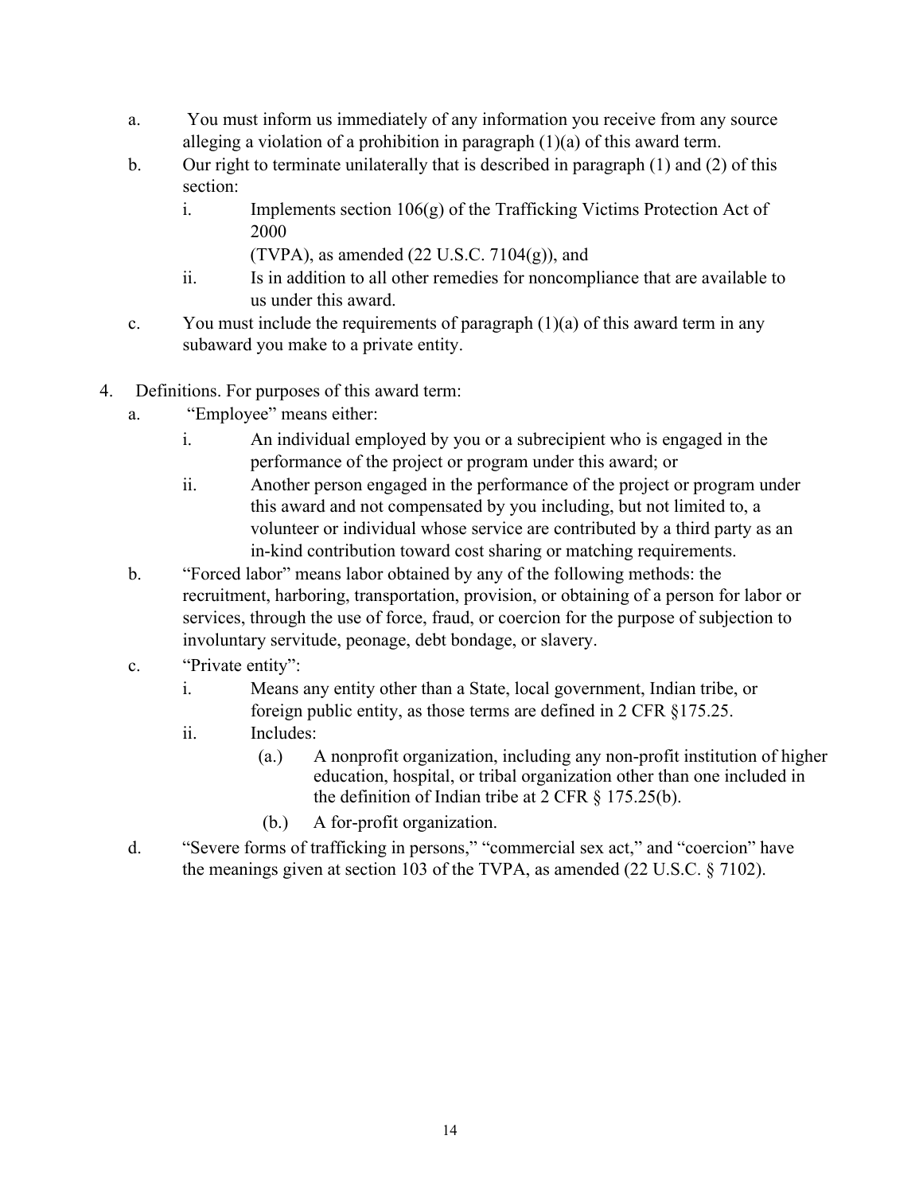a. You must inform us immediately of any information you receive from any source alleging a violation of a prohibition in paragraph (1)(a) of this award term.

b. Our right to terminate unilaterally that is described in paragraph (1) and (2) of this section:

   i. Implements section 106(g) of the Trafficking Victims Protection Act of 2000 (TVPA), as amended (22 U.S.C. 7104(g)), and

   ii. Is in addition to all other remedies for noncompliance that are available to us under this award.

c. You must include the requirements of paragraph (1)(a) of this award term in any subaward you make to a private entity.

4. Definitions. For purposes of this award term:

   a. "Employee" means either:

      i. An individual employed by you or a subrecipient who is engaged in the performance of the project or program under this award; or

      ii. Another person engaged in the performance of the project or program under this award and not compensated by you including, but not limited to, a volunteer or individual whose service are contributed by a third party as an in-kind contribution toward cost sharing or matching requirements.

   b. "Forced labor" means labor obtained by any of the following methods: the recruitment, harboring, transportation, provision, or obtaining of a person for labor or services, through the use of force, fraud, or coercion for the purpose of subjection to involuntary servitude, peonage, debt bondage, or slavery.

   c. "Private entity":

      i. Means any entity other than a State, local government, Indian tribe, or foreign public entity, as those terms are defined in 2 CFR §175.25.

      ii. Includes:

         (a.) A nonprofit organization, including any non-profit institution of higher education, hospital, or tribal organization other than one included in the definition of Indian tribe at 2 CFR § 175.25(b).

         (b.) A for-profit organization.

   d. "Severe forms of trafficking in persons," "commercial sex act," and "coercion" have the meanings given at section 103 of the TVPA, as amended (22 U.S.C. § 7102).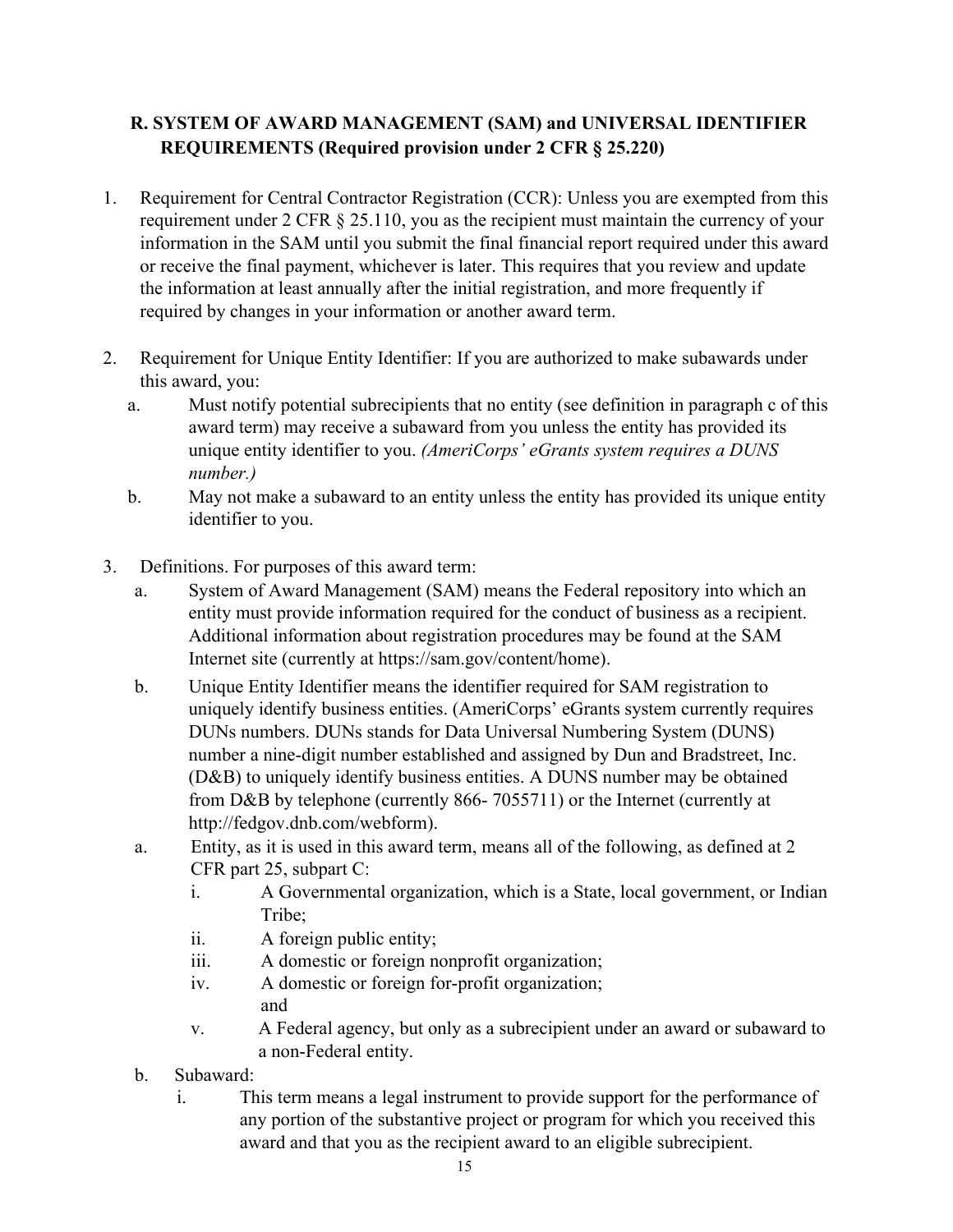## R. SYSTEM OF AWARD MANAGEMENT (SAM) and UNIVERSAL IDENTIFIER REQUIREMENTS (Required provision under 2 CFR § 25.220)

1. Requirement for Central Contractor Registration (CCR): Unless you are exempted from this requirement under 2 CFR § 25.110, you as the recipient must maintain the currency of your information in the SAM until you submit the final financial report required under this award or receive the final payment, whichever is later. This requires that you review and update the information at least annually after the initial registration, and more frequently if required by changes in your information or another award term.

2. Requirement for Unique Entity Identifier: If you are authorized to make subawards under this award, you:
   a. Must notify potential subrecipients that no entity (see definition in paragraph c of this award term) may receive a subaward from you unless the entity has provided its unique entity identifier to you. *(AmeriCorps' eGrants system requires a DUNS number.)*
   b. May not make a subaward to an entity unless the entity has provided its unique entity identifier to you.

3. Definitions. For purposes of this award term:
   a. System of Award Management (SAM) means the Federal repository into which an entity must provide information required for the conduct of business as a recipient. Additional information about registration procedures may be found at the SAM Internet site (currently at https://sam.gov/content/home).
   b. Unique Entity Identifier means the identifier required for SAM registration to uniquely identify business entities. (AmeriCorps' eGrants system currently requires DUNs numbers. DUNs stands for Data Universal Numbering System (DUNS) number a nine-digit number established and assigned by Dun and Bradstreet, Inc. (D&B) to uniquely identify business entities. A DUNS number may be obtained from D&B by telephone (currently 866- 7055711) or the Internet (currently at http://fedgov.dnb.com/webform).
   a. Entity, as it is used in this award term, means all of the following, as defined at 2 CFR part 25, subpart C:
      i. A Governmental organization, which is a State, local government, or Indian Tribe;
      ii. A foreign public entity;
      iii. A domestic or foreign nonprofit organization;
      iv. A domestic or foreign for-profit organization; and
      v. A Federal agency, but only as a subrecipient under an award or subaward to a non-Federal entity.
   b. Subaward:
      i. This term means a legal instrument to provide support for the performance of any portion of the substantive project or program for which you received this award and that you as the recipient award to an eligible subrecipient.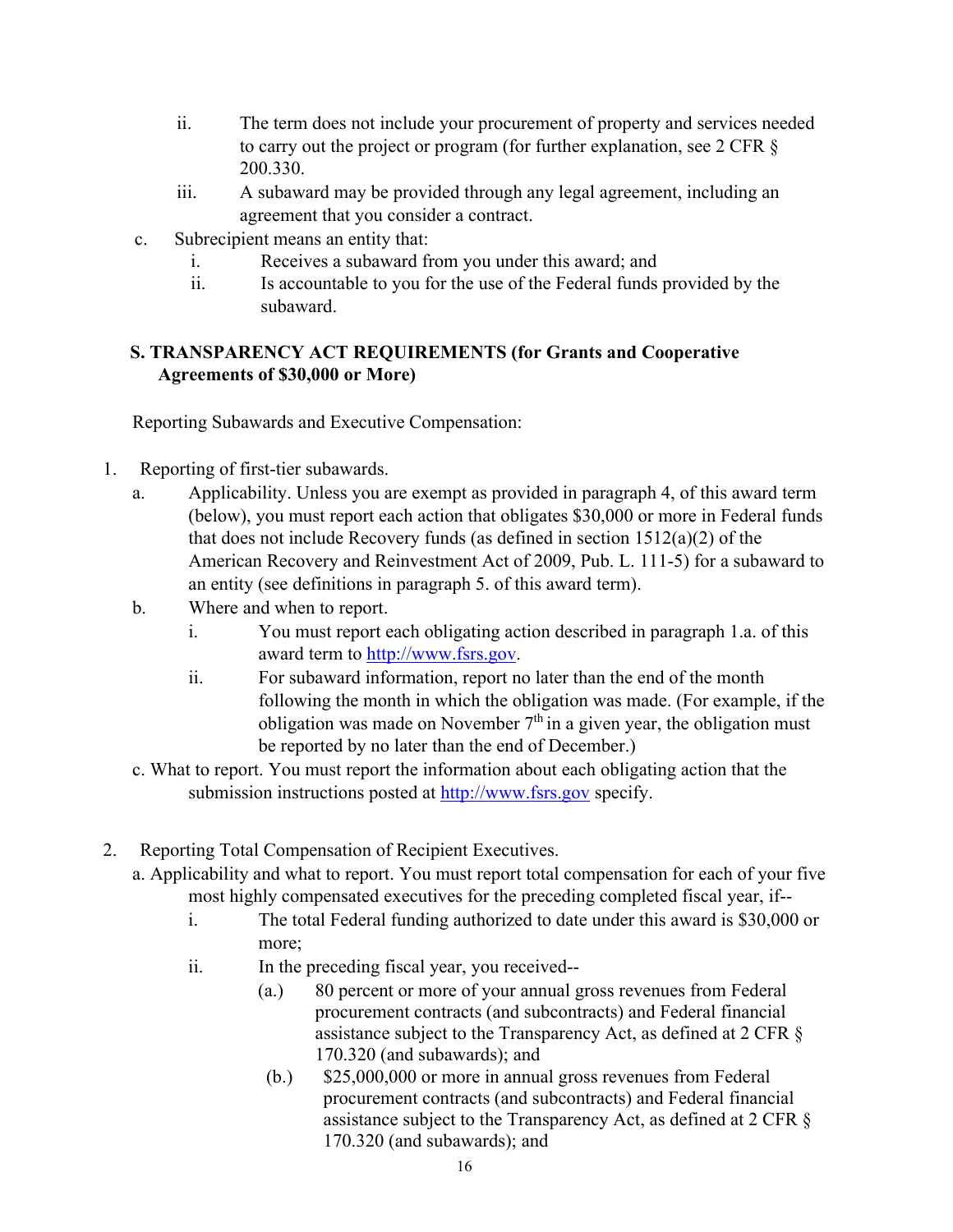ii. The term does not include your procurement of property and services needed to carry out the project or program (for further explanation, see 2 CFR § 200.330.

iii. A subaward may be provided through any legal agreement, including an agreement that you consider a contract.

c. Subrecipient means an entity that:

   i. Receives a subaward from you under this award; and

   ii. Is accountable to you for the use of the Federal funds provided by the subaward.

## S. TRANSPARENCY ACT REQUIREMENTS (for Grants and Cooperative Agreements of $30,000 or More)

Reporting Subawards and Executive Compensation:

1. Reporting of first-tier subawards.

   a. Applicability. Unless you are exempt as provided in paragraph 4, of this award term (below), you must report each action that obligates $30,000 or more in Federal funds that does not include Recovery funds (as defined in section 1512(a)(2) of the American Recovery and Reinvestment Act of 2009, Pub. L. 111-5) for a subaward to an entity (see definitions in paragraph 5. of this award term).

   b. Where and when to report.

      i. You must report each obligating action described in paragraph 1.a. of this award term to http://www.fsrs.gov.

      ii. For subaward information, report no later than the end of the month following the month in which the obligation was made. (For example, if the obligation was made on November 7th in a given year, the obligation must be reported by no later than the end of December.)

   c. What to report. You must report the information about each obligating action that the submission instructions posted at http://www.fsrs.gov specify.

2. Reporting Total Compensation of Recipient Executives.

   a. Applicability and what to report. You must report total compensation for each of your five most highly compensated executives for the preceding completed fiscal year, if--

      i. The total Federal funding authorized to date under this award is $30,000 or more;

      ii. In the preceding fiscal year, you received--

         (a.) 80 percent or more of your annual gross revenues from Federal procurement contracts (and subcontracts) and Federal financial assistance subject to the Transparency Act, as defined at 2 CFR § 170.320 (and subawards); and

         (b.) $25,000,000 or more in annual gross revenues from Federal procurement contracts (and subcontracts) and Federal financial assistance subject to the Transparency Act, as defined at 2 CFR § 170.320 (and subawards); and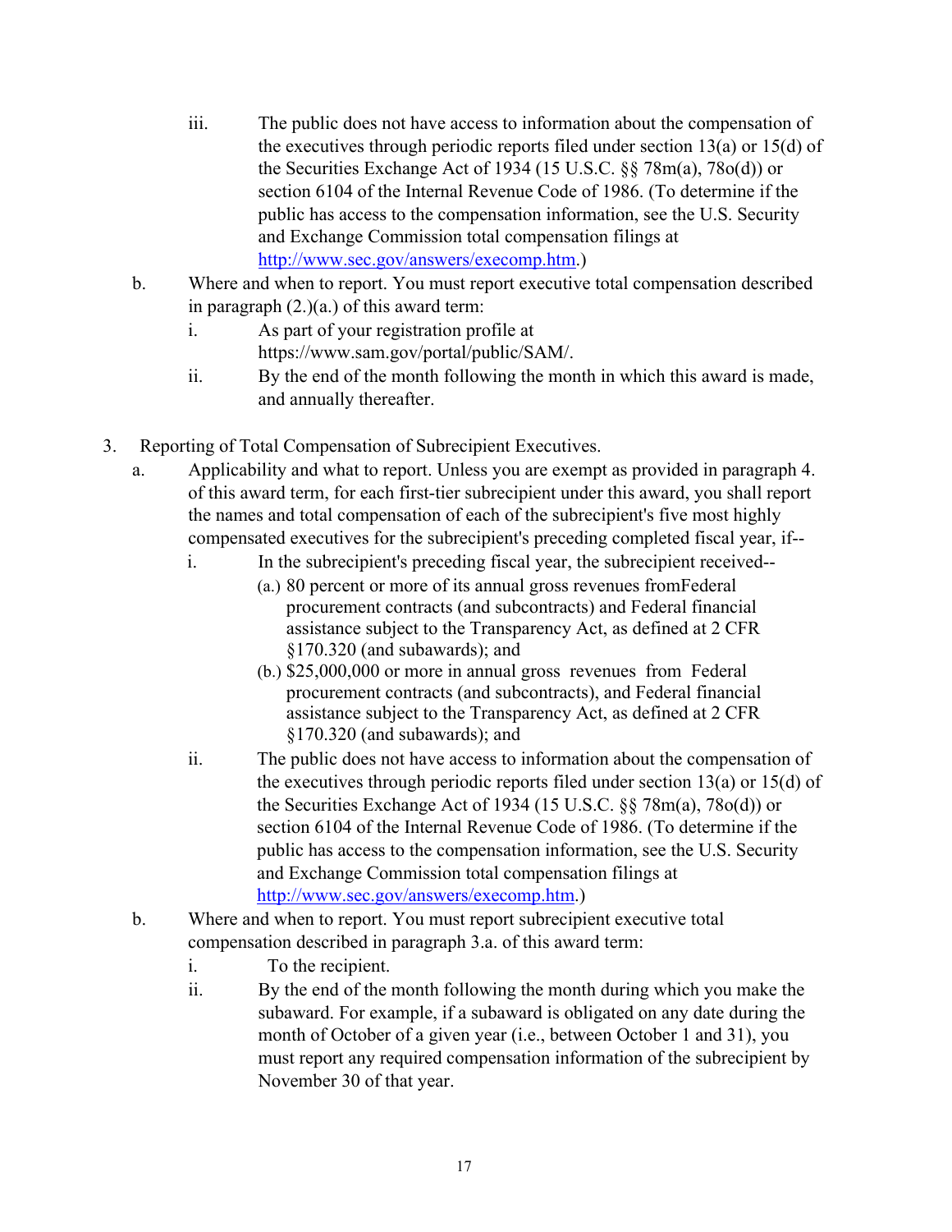iii. The public does not have access to information about the compensation of the executives through periodic reports filed under section 13(a) or 15(d) of the Securities Exchange Act of 1934 (15 U.S.C. §§ 78m(a), 78o(d)) or section 6104 of the Internal Revenue Code of 1986. (To determine if the public has access to the compensation information, see the U.S. Security and Exchange Commission total compensation filings at http://www.sec.gov/answers/execomp.htm.)

b. Where and when to report. You must report executive total compensation described in paragraph (2.)(a.) of this award term:

   i. As part of your registration profile at https://www.sam.gov/portal/public/SAM/.

   ii. By the end of the month following the month in which this award is made, and annually thereafter.

3. Reporting of Total Compensation of Subrecipient Executives.

   a. Applicability and what to report. Unless you are exempt as provided in paragraph 4. of this award term, for each first-tier subrecipient under this award, you shall report the names and total compensation of each of the subrecipient's five most highly compensated executives for the subrecipient's preceding completed fiscal year, if--

      i. In the subrecipient's preceding fiscal year, the subrecipient received--

         (a.) 80 percent or more of its annual gross revenues fromFederal procurement contracts (and subcontracts) and Federal financial assistance subject to the Transparency Act, as defined at 2 CFR §170.320 (and subawards); and

         (b.) $25,000,000 or more in annual gross revenues from Federal procurement contracts (and subcontracts), and Federal financial assistance subject to the Transparency Act, as defined at 2 CFR §170.320 (and subawards); and

      ii. The public does not have access to information about the compensation of the executives through periodic reports filed under section 13(a) or 15(d) of the Securities Exchange Act of 1934 (15 U.S.C. §§ 78m(a), 78o(d)) or section 6104 of the Internal Revenue Code of 1986. (To determine if the public has access to the compensation information, see the U.S. Security and Exchange Commission total compensation filings at http://www.sec.gov/answers/execomp.htm.)

   b. Where and when to report. You must report subrecipient executive total compensation described in paragraph 3.a. of this award term:

      i. To the recipient.

      ii. By the end of the month following the month during which you make the subaward. For example, if a subaward is obligated on any date during the month of October of a given year (i.e., between October 1 and 31), you must report any required compensation information of the subrecipient by November 30 of that year.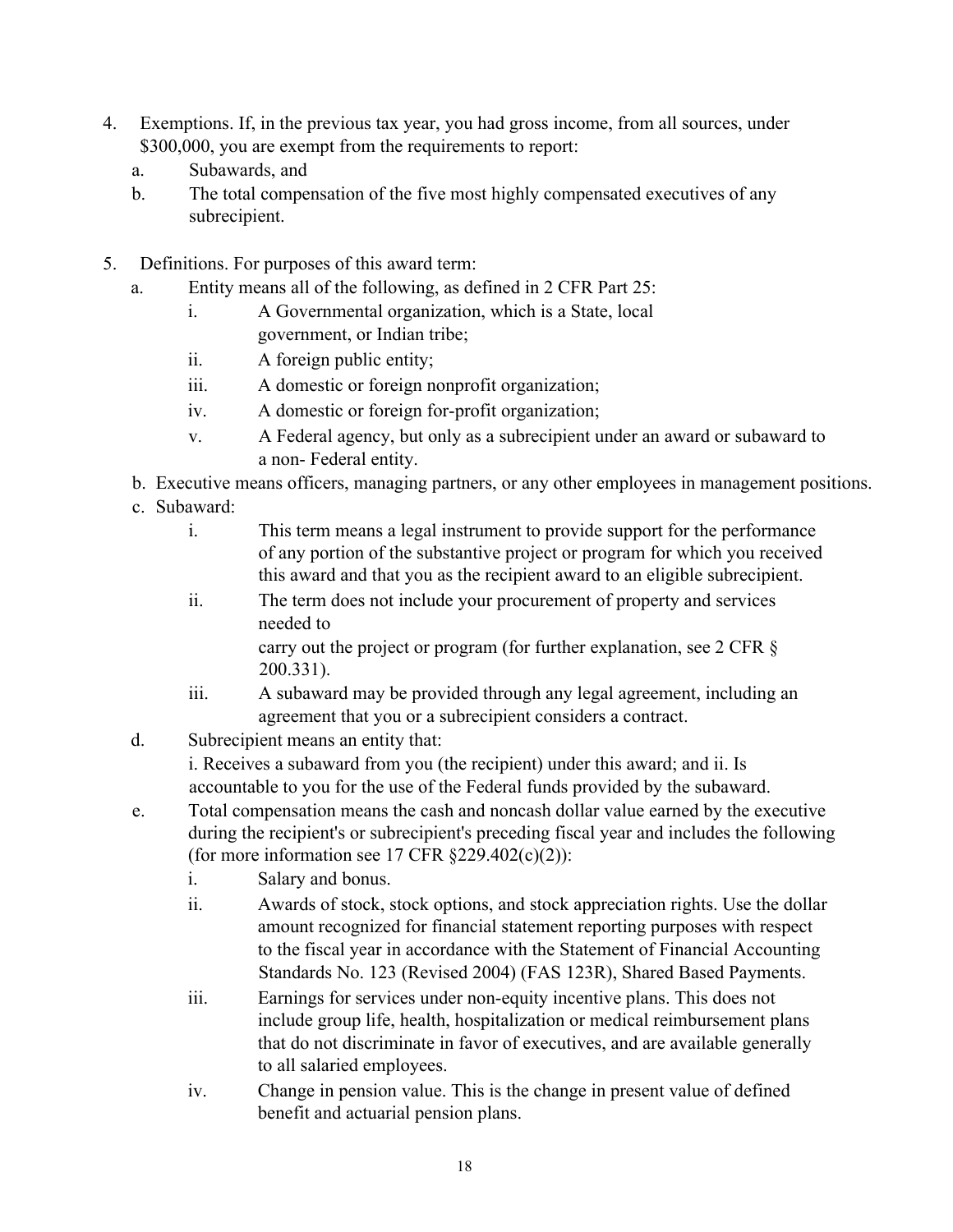4. Exemptions. If, in the previous tax year, you had gross income, from all sources, under $300,000, you are exempt from the requirements to report:
   a. Subawards, and
   b. The total compensation of the five most highly compensated executives of any subrecipient.

5. Definitions. For purposes of this award term:
   a. Entity means all of the following, as defined in 2 CFR Part 25:
      i. A Governmental organization, which is a State, local government, or Indian tribe;
      ii. A foreign public entity;
      iii. A domestic or foreign nonprofit organization;
      iv. A domestic or foreign for-profit organization;
      v. A Federal agency, but only as a subrecipient under an award or subaward to a non- Federal entity.
   b. Executive means officers, managing partners, or any other employees in management positions.
   c. Subaward:
      i. This term means a legal instrument to provide support for the performance of any portion of the substantive project or program for which you received this award and that you as the recipient award to an eligible subrecipient.
      ii. The term does not include your procurement of property and services needed to
      carry out the project or program (for further explanation, see 2 CFR § 200.331).
      iii. A subaward may be provided through any legal agreement, including an agreement that you or a subrecipient considers a contract.
   d. Subrecipient means an entity that:
      i. Receives a subaward from you (the recipient) under this award; and ii. Is accountable to you for the use of the Federal funds provided by the subaward.
   e. Total compensation means the cash and noncash dollar value earned by the executive during the recipient's or subrecipient's preceding fiscal year and includes the following (for more information see 17 CFR §229.402(c)(2)):
      i. Salary and bonus.
      ii. Awards of stock, stock options, and stock appreciation rights. Use the dollar amount recognized for financial statement reporting purposes with respect to the fiscal year in accordance with the Statement of Financial Accounting Standards No. 123 (Revised 2004) (FAS 123R), Shared Based Payments.
      iii. Earnings for services under non-equity incentive plans. This does not include group life, health, hospitalization or medical reimbursement plans that do not discriminate in favor of executives, and are available generally to all salaried employees.
      iv. Change in pension value. This is the change in present value of defined benefit and actuarial pension plans.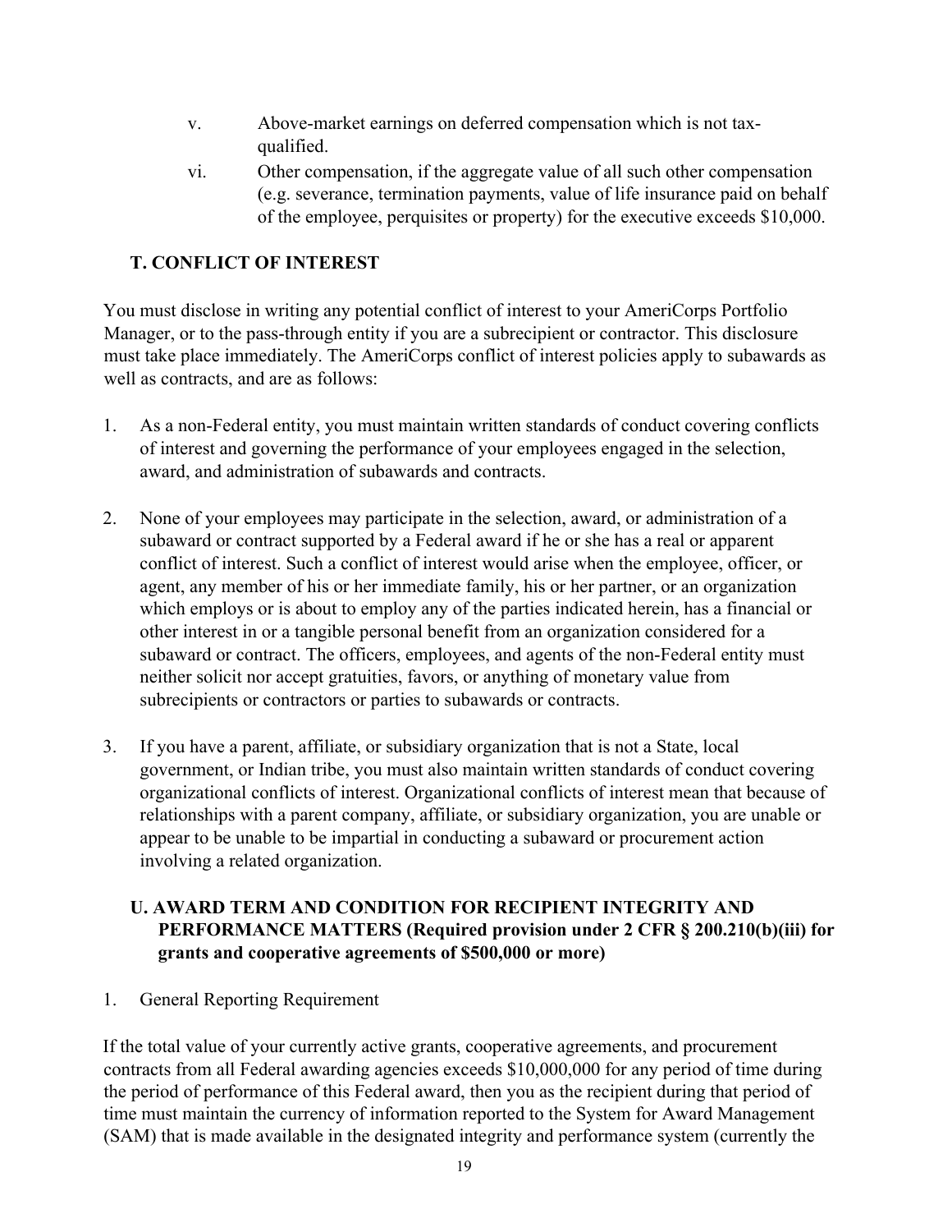v. Above-market earnings on deferred compensation which is not tax-qualified.

vi. Other compensation, if the aggregate value of all such other compensation (e.g. severance, termination payments, value of life insurance paid on behalf of the employee, perquisites or property) for the executive exceeds $10,000.

## T. CONFLICT OF INTEREST

You must disclose in writing any potential conflict of interest to your AmeriCorps Portfolio Manager, or to the pass-through entity if you are a subrecipient or contractor. This disclosure must take place immediately. The AmeriCorps conflict of interest policies apply to subawards as well as contracts, and are as follows:

1. As a non-Federal entity, you must maintain written standards of conduct covering conflicts of interest and governing the performance of your employees engaged in the selection, award, and administration of subawards and contracts.

2. None of your employees may participate in the selection, award, or administration of a subaward or contract supported by a Federal award if he or she has a real or apparent conflict of interest. Such a conflict of interest would arise when the employee, officer, or agent, any member of his or her immediate family, his or her partner, or an organization which employs or is about to employ any of the parties indicated herein, has a financial or other interest in or a tangible personal benefit from an organization considered for a subaward or contract. The officers, employees, and agents of the non-Federal entity must neither solicit nor accept gratuities, favors, or anything of monetary value from subrecipients or contractors or parties to subawards or contracts.

3. If you have a parent, affiliate, or subsidiary organization that is not a State, local government, or Indian tribe, you must also maintain written standards of conduct covering organizational conflicts of interest. Organizational conflicts of interest mean that because of relationships with a parent company, affiliate, or subsidiary organization, you are unable or appear to be unable to be impartial in conducting a subaward or procurement action involving a related organization.

## U. AWARD TERM AND CONDITION FOR RECIPIENT INTEGRITY AND PERFORMANCE MATTERS (Required provision under 2 CFR § 200.210(b)(iii) for grants and cooperative agreements of $500,000 or more)

1. General Reporting Requirement

If the total value of your currently active grants, cooperative agreements, and procurement contracts from all Federal awarding agencies exceeds $10,000,000 for any period of time during the period of performance of this Federal award, then you as the recipient during that period of time must maintain the currency of information reported to the System for Award Management (SAM) that is made available in the designated integrity and performance system (currently the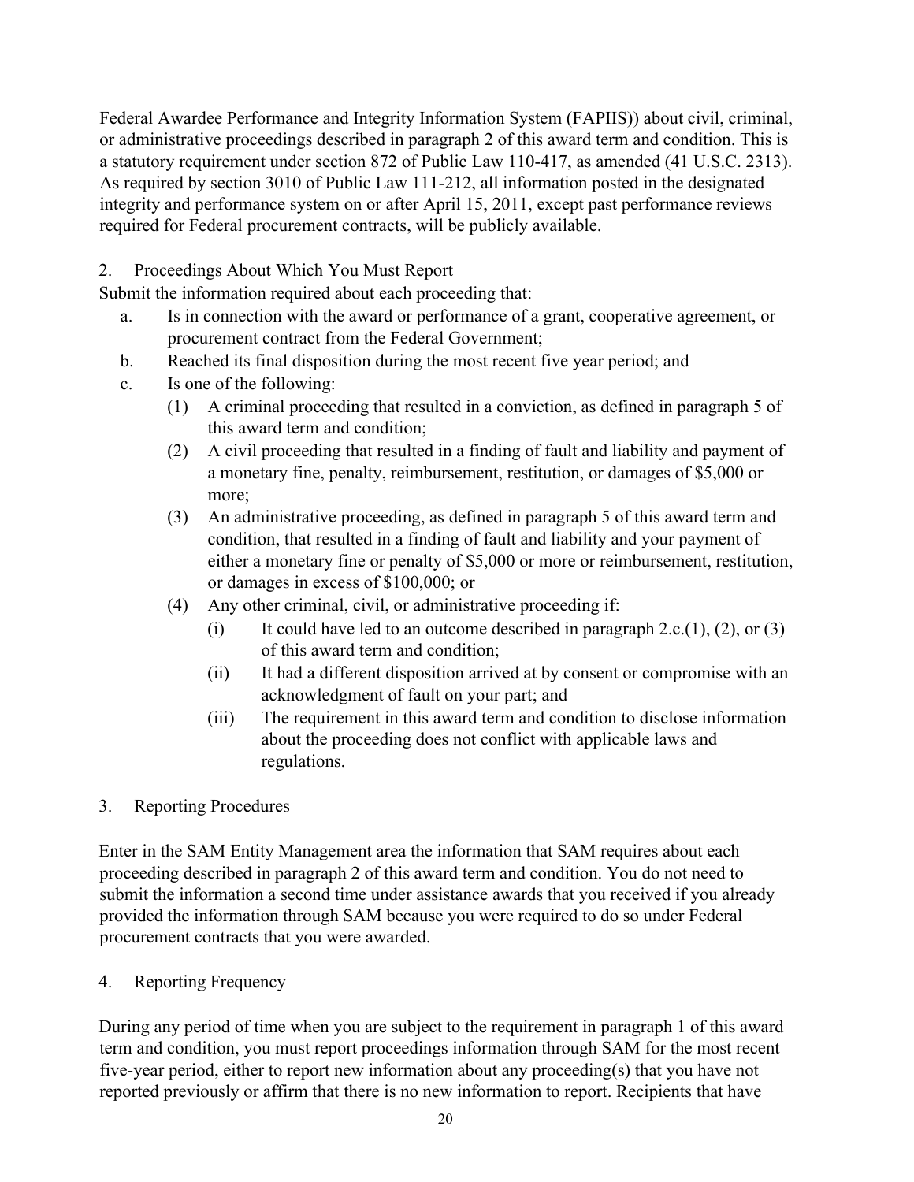Federal Awardee Performance and Integrity Information System (FAPIIS)) about civil, criminal, or administrative proceedings described in paragraph 2 of this award term and condition. This is a statutory requirement under section 872 of Public Law 110-417, as amended (41 U.S.C. 2313). As required by section 3010 of Public Law 111-212, all information posted in the designated integrity and performance system on or after April 15, 2011, except past performance reviews required for Federal procurement contracts, will be publicly available.

2. Proceedings About Which You Must Report

Submit the information required about each proceeding that:

a. Is in connection with the award or performance of a grant, cooperative agreement, or procurement contract from the Federal Government;

b. Reached its final disposition during the most recent five year period; and

c. Is one of the following:

   (1) A criminal proceeding that resulted in a conviction, as defined in paragraph 5 of this award term and condition;

   (2) A civil proceeding that resulted in a finding of fault and liability and payment of a monetary fine, penalty, reimbursement, restitution, or damages of $5,000 or more;

   (3) An administrative proceeding, as defined in paragraph 5 of this award term and condition, that resulted in a finding of fault and liability and your payment of either a monetary fine or penalty of $5,000 or more or reimbursement, restitution, or damages in excess of $100,000; or

   (4) Any other criminal, civil, or administrative proceeding if:

      (i) It could have led to an outcome described in paragraph 2.c.(1), (2), or (3) of this award term and condition;

      (ii) It had a different disposition arrived at by consent or compromise with an acknowledgment of fault on your part; and

      (iii) The requirement in this award term and condition to disclose information about the proceeding does not conflict with applicable laws and regulations.

3. Reporting Procedures

Enter in the SAM Entity Management area the information that SAM requires about each proceeding described in paragraph 2 of this award term and condition. You do not need to submit the information a second time under assistance awards that you received if you already provided the information through SAM because you were required to do so under Federal procurement contracts that you were awarded.

4. Reporting Frequency

During any period of time when you are subject to the requirement in paragraph 1 of this award term and condition, you must report proceedings information through SAM for the most recent five-year period, either to report new information about any proceeding(s) that you have not reported previously or affirm that there is no new information to report. Recipients that have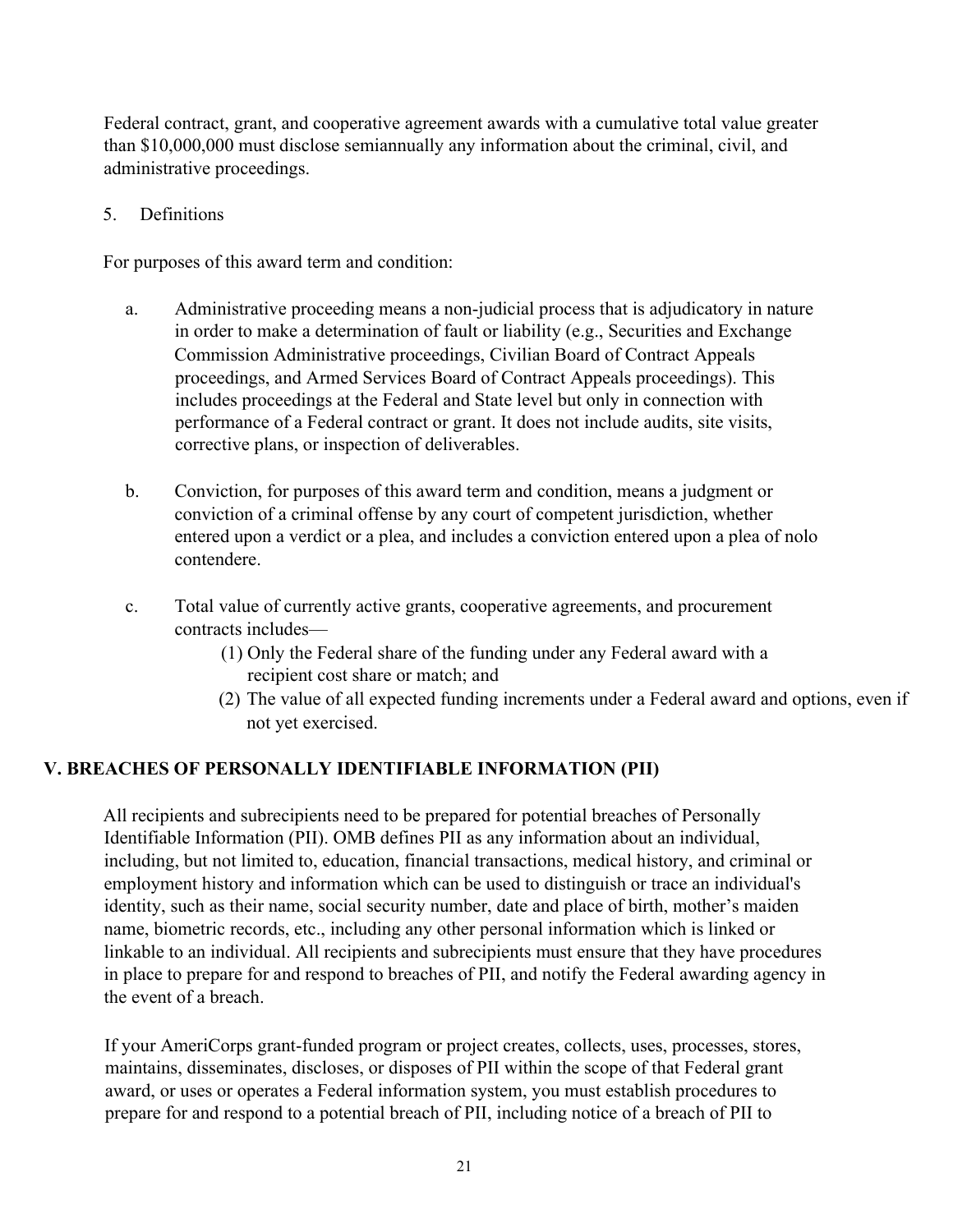Federal contract, grant, and cooperative agreement awards with a cumulative total value greater than $10,000,000 must disclose semiannually any information about the criminal, civil, and administrative proceedings.

5. Definitions

For purposes of this award term and condition:

a. Administrative proceeding means a non-judicial process that is adjudicatory in nature in order to make a determination of fault or liability (e.g., Securities and Exchange Commission Administrative proceedings, Civilian Board of Contract Appeals proceedings, and Armed Services Board of Contract Appeals proceedings). This includes proceedings at the Federal and State level but only in connection with performance of a Federal contract or grant. It does not include audits, site visits, corrective plans, or inspection of deliverables.

b. Conviction, for purposes of this award term and condition, means a judgment or conviction of a criminal offense by any court of competent jurisdiction, whether entered upon a verdict or a plea, and includes a conviction entered upon a plea of nolo contendere.

c. Total value of currently active grants, cooperative agreements, and procurement contracts includes—
   (1) Only the Federal share of the funding under any Federal award with a recipient cost share or match; and
   (2) The value of all expected funding increments under a Federal award and options, even if not yet exercised.

## V. BREACHES OF PERSONALLY IDENTIFIABLE INFORMATION (PII)

All recipients and subrecipients need to be prepared for potential breaches of Personally Identifiable Information (PII). OMB defines PII as any information about an individual, including, but not limited to, education, financial transactions, medical history, and criminal or employment history and information which can be used to distinguish or trace an individual's identity, such as their name, social security number, date and place of birth, mother's maiden name, biometric records, etc., including any other personal information which is linked or linkable to an individual. All recipients and subrecipients must ensure that they have procedures in place to prepare for and respond to breaches of PII, and notify the Federal awarding agency in the event of a breach.

If your AmeriCorps grant-funded program or project creates, collects, uses, processes, stores, maintains, disseminates, discloses, or disposes of PII within the scope of that Federal grant award, or uses or operates a Federal information system, you must establish procedures to prepare for and respond to a potential breach of PII, including notice of a breach of PII to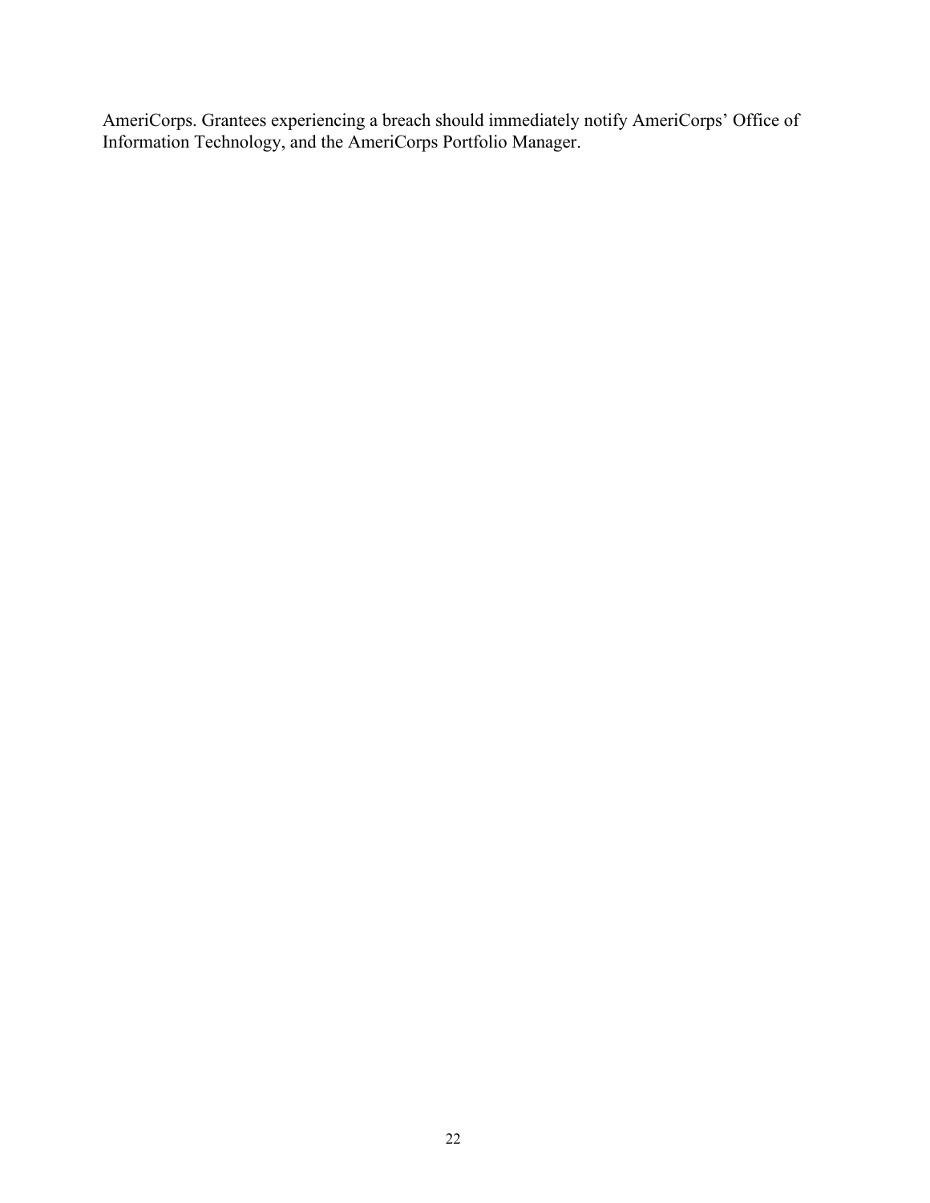AmeriCorps. Grantees experiencing a breach should immediately notify AmeriCorps' Office of Information Technology, and the AmeriCorps Portfolio Manager.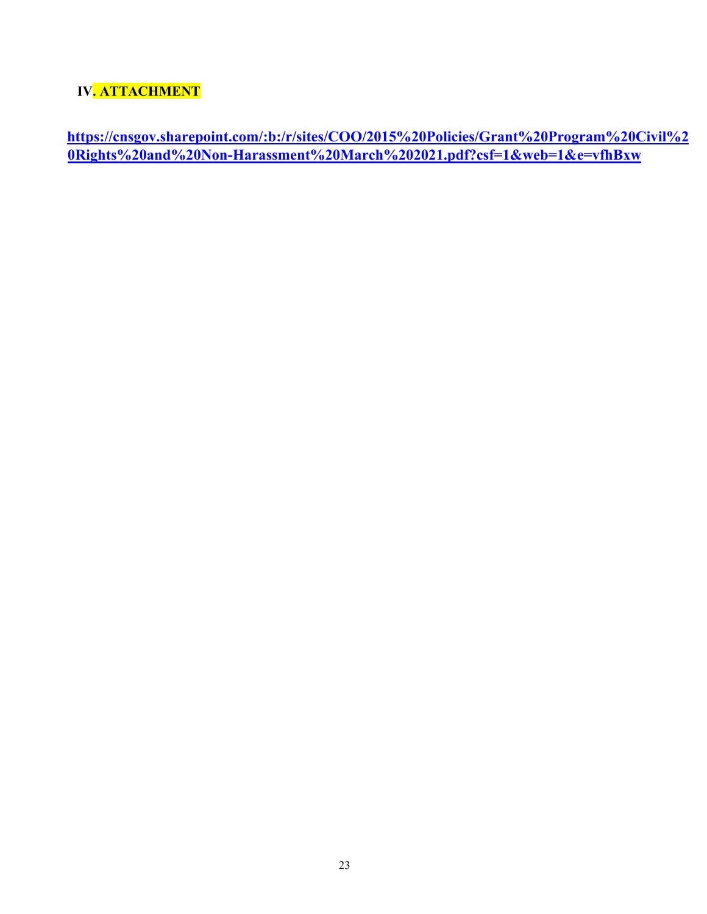## IV. ATTACHMENT

**https://cnsgov.sharepoint.com/:b:/r/sites/COO/2015%20Policies/Grant%20Program%20Civil%20Rights%20and%20Non-Harassment%20March%202021.pdf?csf=1&web=1&e=vfhBxw**